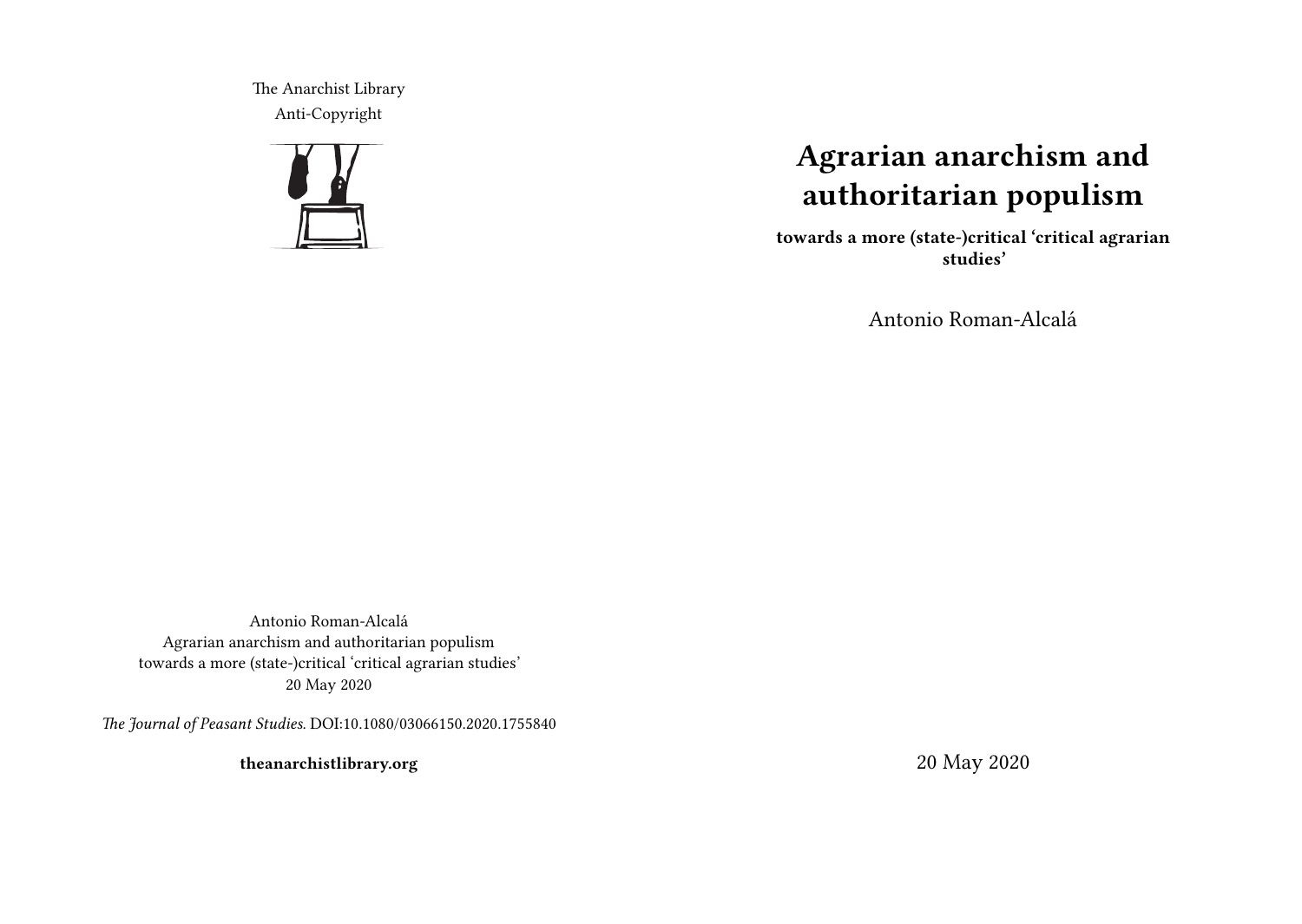The Anarchist Library
Anti-Copyright

# Agrarian anarchism and authoritarian populism

**towards a more (state-)critical 'critical agrarian studies'**

Antonio Roman-Alcalá

20 May 2020

Antonio Roman-Alcalá
Agrarian anarchism and authoritarian populism
towards a more (state-)critical 'critical agrarian studies'
20 May 2020

*The Journal of Peasant Studies*. DOI:10.1080/03066150.2020.1755840

**theanarchistlibrary.org**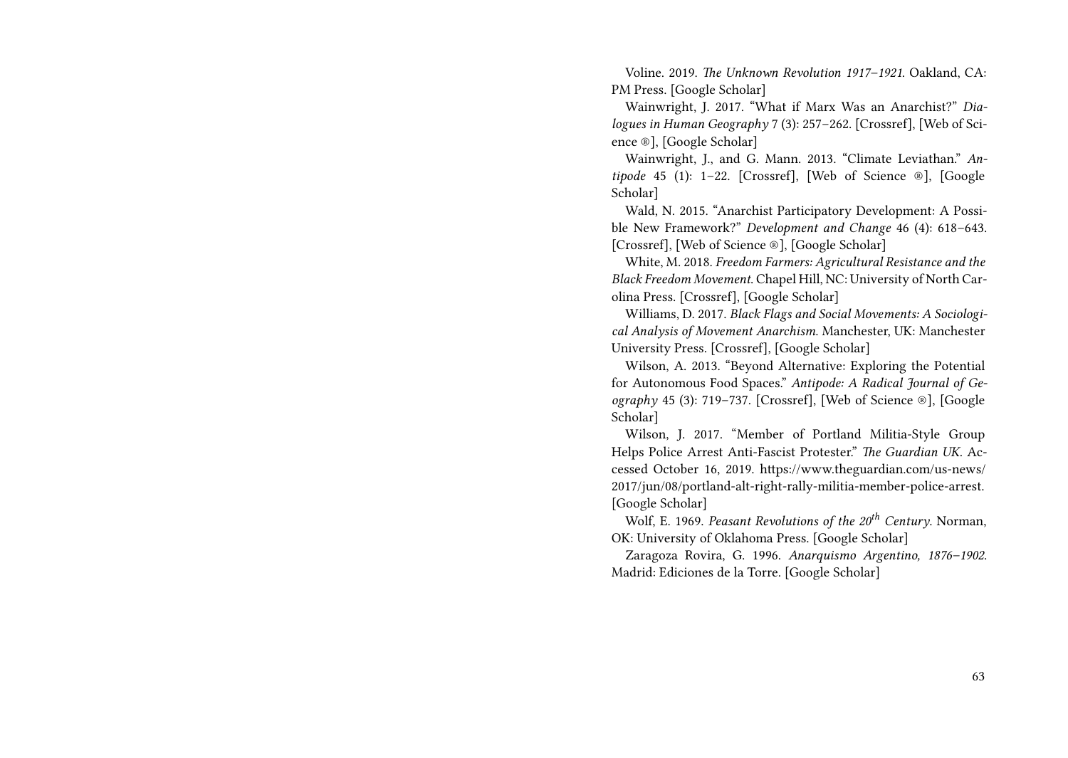Voline. 2019. *The Unknown Revolution 1917–1921*. Oakland, CA: PM Press. [Google Scholar]

Wainwright, J. 2017. "What if Marx Was an Anarchist?" *Dialogues in Human Geography* 7 (3): 257–262. [Crossref], [Web of Science ®], [Google Scholar]

Wainwright, J., and G. Mann. 2013. "Climate Leviathan." *Antipode* 45 (1): 1–22. [Crossref], [Web of Science ®], [Google Scholar]

Wald, N. 2015. "Anarchist Participatory Development: A Possible New Framework?" *Development and Change* 46 (4): 618–643. [Crossref], [Web of Science ®], [Google Scholar]

White, M. 2018. *Freedom Farmers: Agricultural Resistance and the Black Freedom Movement*. Chapel Hill, NC: University of North Carolina Press. [Crossref], [Google Scholar]

Williams, D. 2017. *Black Flags and Social Movements: A Sociological Analysis of Movement Anarchism*. Manchester, UK: Manchester University Press. [Crossref], [Google Scholar]

Wilson, A. 2013. "Beyond Alternative: Exploring the Potential for Autonomous Food Spaces." *Antipode: A Radical Journal of Geography* 45 (3): 719–737. [Crossref], [Web of Science ®], [Google Scholar]

Wilson, J. 2017. "Member of Portland Militia-Style Group Helps Police Arrest Anti-Fascist Protester." *The Guardian UK*. Accessed October 16, 2019. https://www.theguardian.com/us-news/2017/jun/08/portland-alt-right-rally-militia-member-police-arrest. [Google Scholar]

Wolf, E. 1969. *Peasant Revolutions of the 20th Century*. Norman, OK: University of Oklahoma Press. [Google Scholar]

Zaragoza Rovira, G. 1996. *Anarquismo Argentino, 1876–1902*. Madrid: Ediciones de la Torre. [Google Scholar]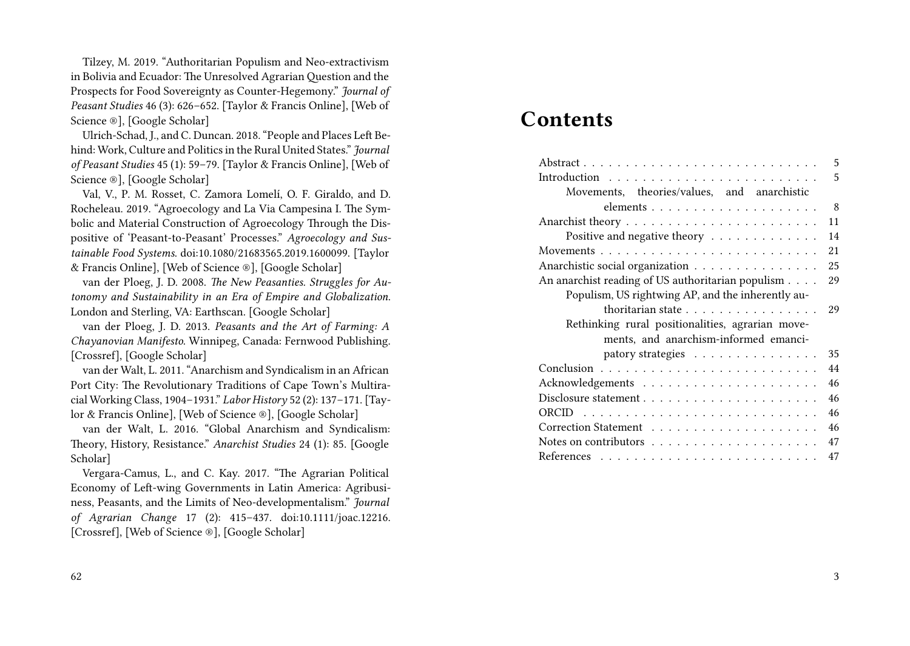Tilzey, M. 2019. "Authoritarian Populism and Neo-extractivism in Bolivia and Ecuador: The Unresolved Agrarian Question and the Prospects for Food Sovereignty as Counter-Hegemony." *Journal of Peasant Studies* 46 (3): 626–652. [Taylor & Francis Online], [Web of Science ®], [Google Scholar]

Ulrich-Schad, J., and C. Duncan. 2018. "People and Places Left Behind: Work, Culture and Politics in the Rural United States." *Journal of Peasant Studies* 45 (1): 59–79. [Taylor & Francis Online], [Web of Science ®], [Google Scholar]

Val, V., P. M. Rosset, C. Zamora Lomelí, O. F. Giraldo, and D. Rocheleau. 2019. "Agroecology and La Via Campesina I. The Symbolic and Material Construction of Agroecology Through the Dispositive of 'Peasant-to-Peasant' Processes." *Agroecology and Sustainable Food Systems.* doi:10.1080/21683565.2019.1600099. [Taylor & Francis Online], [Web of Science ®], [Google Scholar]

van der Ploeg, J. D. 2008. *The New Peasanties. Struggles for Autonomy and Sustainability in an Era of Empire and Globalization.* London and Sterling, VA: Earthscan. [Google Scholar]

van der Ploeg, J. D. 2013. *Peasants and the Art of Farming: A Chayanovian Manifesto.* Winnipeg, Canada: Fernwood Publishing. [Crossref], [Google Scholar]

van der Walt, L. 2011. "Anarchism and Syndicalism in an African Port City: The Revolutionary Traditions of Cape Town's Multiracial Working Class, 1904–1931." *Labor History* 52 (2): 137–171. [Taylor & Francis Online], [Web of Science ®], [Google Scholar]

van der Walt, L. 2016. "Global Anarchism and Syndicalism: Theory, History, Resistance." *Anarchist Studies* 24 (1): 85. [Google Scholar]

Vergara-Camus, L., and C. Kay. 2017. "The Agrarian Political Economy of Left-wing Governments in Latin America: Agribusiness, Peasants, and the Limits of Neo-developmentalism." *Journal of Agrarian Change* 17 (2): 415–437. doi:10.1111/joac.12216. [Crossref], [Web of Science ®], [Google Scholar]

# Contents

- Abstract . . . 5
- Introduction . . . 5
  - Movements, theories/values, and anarchistic elements . . . 8
- Anarchist theory . . . 11
  - Positive and negative theory . . . 14
- Movements . . . 21
- Anarchistic social organization . . . 25
- An anarchist reading of US authoritarian populism . . . 29
  - Populism, US rightwing AP, and the inherently authoritarian state . . . 29
  - Rethinking rural positionalities, agrarian movements, and anarchism-informed emancipatory strategies . . . 35
- Conclusion . . . 44
- Acknowledgements . . . 46
- Disclosure statement . . . 46
- ORCID . . . 46
- Correction Statement . . . 46
- Notes on contributors . . . 47
- References . . . 47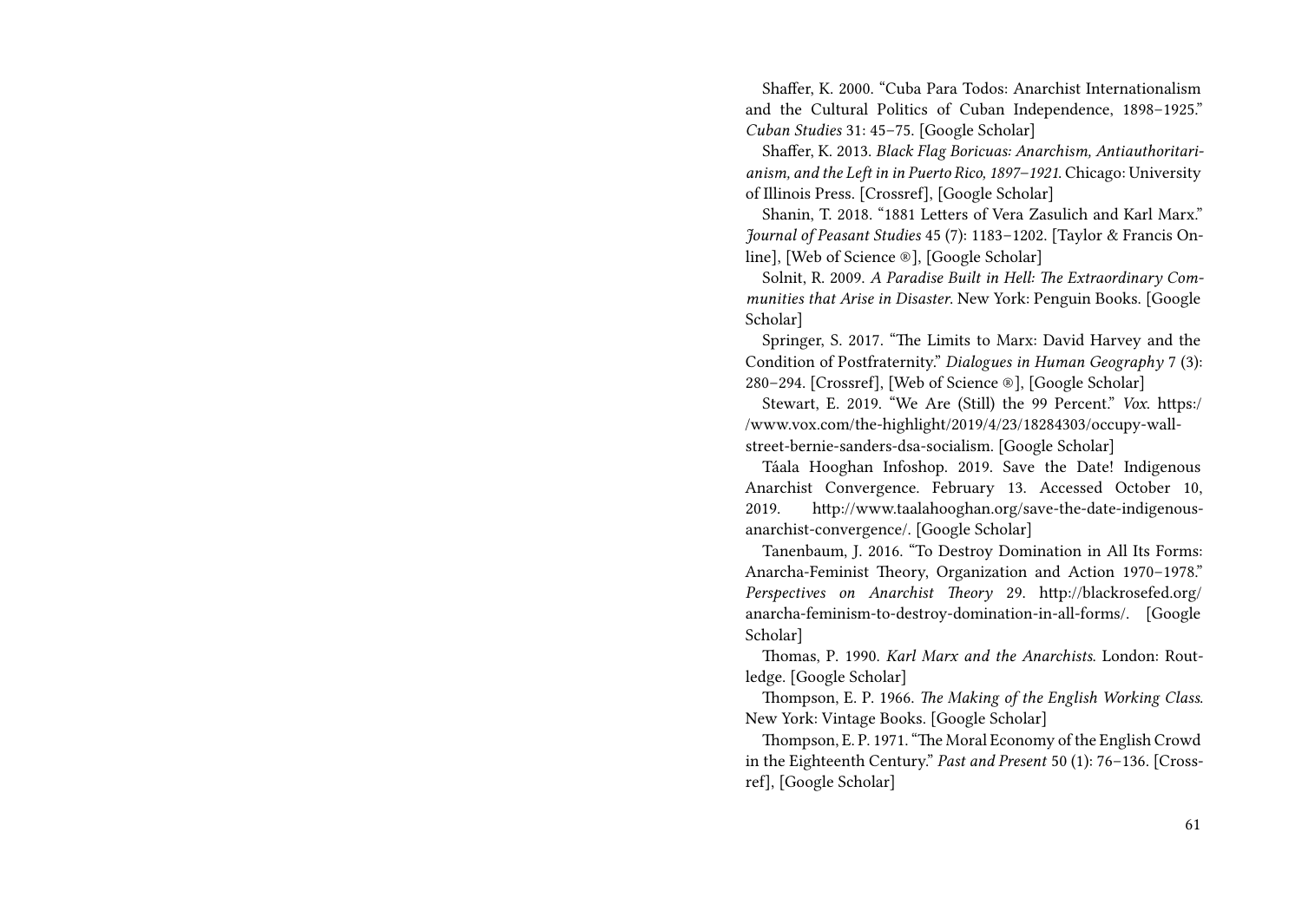Shaffer, K. 2000. "Cuba Para Todos: Anarchist Internationalism and the Cultural Politics of Cuban Independence, 1898–1925." *Cuban Studies* 31: 45–75. [Google Scholar]

Shaffer, K. 2013. *Black Flag Boricuas: Anarchism, Antiauthoritarianism, and the Left in in Puerto Rico, 1897–1921*. Chicago: University of Illinois Press. [Crossref], [Google Scholar]

Shanin, T. 2018. "1881 Letters of Vera Zasulich and Karl Marx." *Journal of Peasant Studies* 45 (7): 1183–1202. [Taylor & Francis Online], [Web of Science ®], [Google Scholar]

Solnit, R. 2009. *A Paradise Built in Hell: The Extraordinary Communities that Arise in Disaster*. New York: Penguin Books. [Google Scholar]

Springer, S. 2017. "The Limits to Marx: David Harvey and the Condition of Postfraternity." *Dialogues in Human Geography* 7 (3): 280–294. [Crossref], [Web of Science ®], [Google Scholar]

Stewart, E. 2019. "We Are (Still) the 99 Percent." *Vox*. https://www.vox.com/the-highlight/2019/4/23/18284303/occupy-wall-street-bernie-sanders-dsa-socialism. [Google Scholar]

Táala Hooghan Infoshop. 2019. Save the Date! Indigenous Anarchist Convergence. February 13. Accessed October 10, 2019. http://www.taalahooghan.org/save-the-date-indigenous-anarchist-convergence/. [Google Scholar]

Tanenbaum, J. 2016. "To Destroy Domination in All Its Forms: Anarcha-Feminist Theory, Organization and Action 1970–1978." *Perspectives on Anarchist Theory* 29. http://blackrosefed.org/anarcha-feminism-to-destroy-domination-in-all-forms/. [Google Scholar]

Thomas, P. 1990. *Karl Marx and the Anarchists*. London: Routledge. [Google Scholar]

Thompson, E. P. 1966. *The Making of the English Working Class*. New York: Vintage Books. [Google Scholar]

Thompson, E. P. 1971. "The Moral Economy of the English Crowd in the Eighteenth Century." *Past and Present* 50 (1): 76–136. [Crossref], [Google Scholar]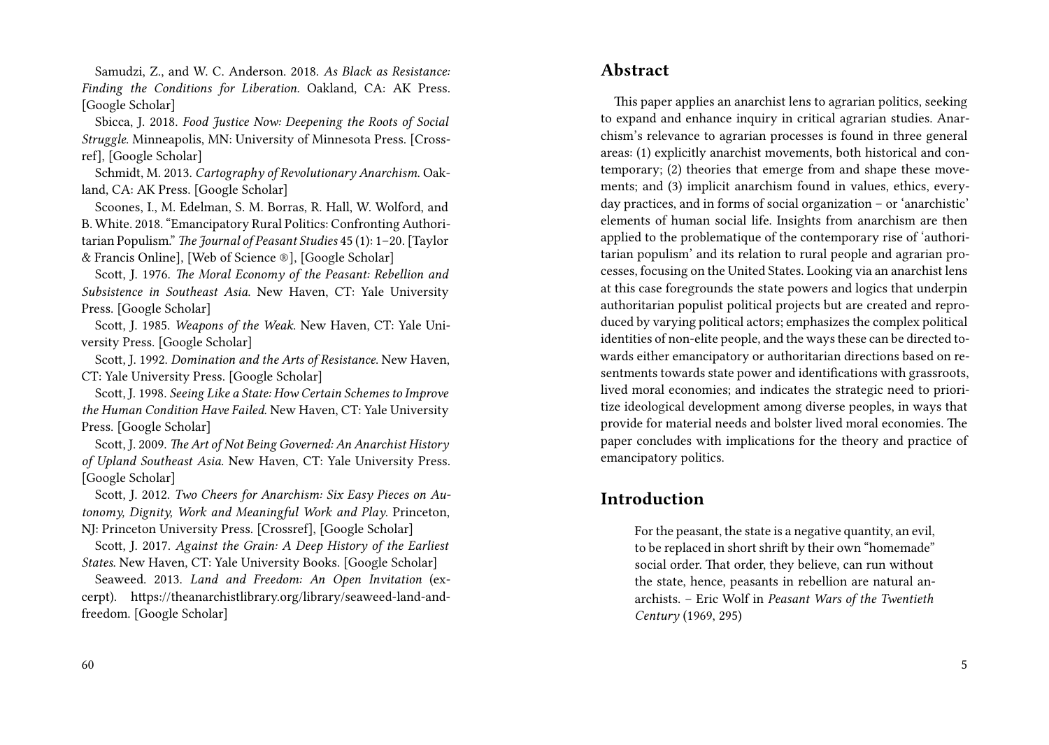Samudzi, Z., and W. C. Anderson. 2018. *As Black as Resistance: Finding the Conditions for Liberation*. Oakland, CA: AK Press. [Google Scholar]

Sbicca, J. 2018. *Food Justice Now: Deepening the Roots of Social Struggle*. Minneapolis, MN: University of Minnesota Press. [Crossref], [Google Scholar]

Schmidt, M. 2013. *Cartography of Revolutionary Anarchism*. Oakland, CA: AK Press. [Google Scholar]

Scoones, I., M. Edelman, S. M. Borras, R. Hall, W. Wolford, and B. White. 2018. "Emancipatory Rural Politics: Confronting Authoritarian Populism." *The Journal of Peasant Studies* 45 (1): 1–20. [Taylor & Francis Online], [Web of Science ®], [Google Scholar]

Scott, J. 1976. *The Moral Economy of the Peasant: Rebellion and Subsistence in Southeast Asia*. New Haven, CT: Yale University Press. [Google Scholar]

Scott, J. 1985. *Weapons of the Weak*. New Haven, CT: Yale University Press. [Google Scholar]

Scott, J. 1992. *Domination and the Arts of Resistance*. New Haven, CT: Yale University Press. [Google Scholar]

Scott, J. 1998. *Seeing Like a State: How Certain Schemes to Improve the Human Condition Have Failed*. New Haven, CT: Yale University Press. [Google Scholar]

Scott, J. 2009. *The Art of Not Being Governed: An Anarchist History of Upland Southeast Asia*. New Haven, CT: Yale University Press. [Google Scholar]

Scott, J. 2012. *Two Cheers for Anarchism: Six Easy Pieces on Autonomy, Dignity, Work and Meaningful Work and Play*. Princeton, NJ: Princeton University Press. [Crossref], [Google Scholar]

Scott, J. 2017. *Against the Grain: A Deep History of the Earliest States*. New Haven, CT: Yale University Books. [Google Scholar]

Seaweed. 2013. *Land and Freedom: An Open Invitation* (excerpt). https://theanarchistlibrary.org/library/seaweed-land-and-freedom. [Google Scholar]

## Abstract

This paper applies an anarchist lens to agrarian politics, seeking to expand and enhance inquiry in critical agrarian studies. Anarchism's relevance to agrarian processes is found in three general areas: (1) explicitly anarchist movements, both historical and contemporary; (2) theories that emerge from and shape these movements; and (3) implicit anarchism found in values, ethics, everyday practices, and in forms of social organization – or 'anarchistic' elements of human social life. Insights from anarchism are then applied to the problematique of the contemporary rise of 'authoritarian populism' and its relation to rural people and agrarian processes, focusing on the United States. Looking via an anarchist lens at this case foregrounds the state powers and logics that underpin authoritarian populist political projects but are created and reproduced by varying political actors; emphasizes the complex political identities of non-elite people, and the ways these can be directed towards either emancipatory or authoritarian directions based on resentments towards state power and identifications with grassroots, lived moral economies; and indicates the strategic need to prioritize ideological development among diverse peoples, in ways that provide for material needs and bolster lived moral economies. The paper concludes with implications for the theory and practice of emancipatory politics.

## Introduction

> For the peasant, the state is a negative quantity, an evil, to be replaced in short shrift by their own "homemade" social order. That order, they believe, can run without the state, hence, peasants in rebellion are natural anarchists. – Eric Wolf in *Peasant Wars of the Twentieth Century* (1969, 295)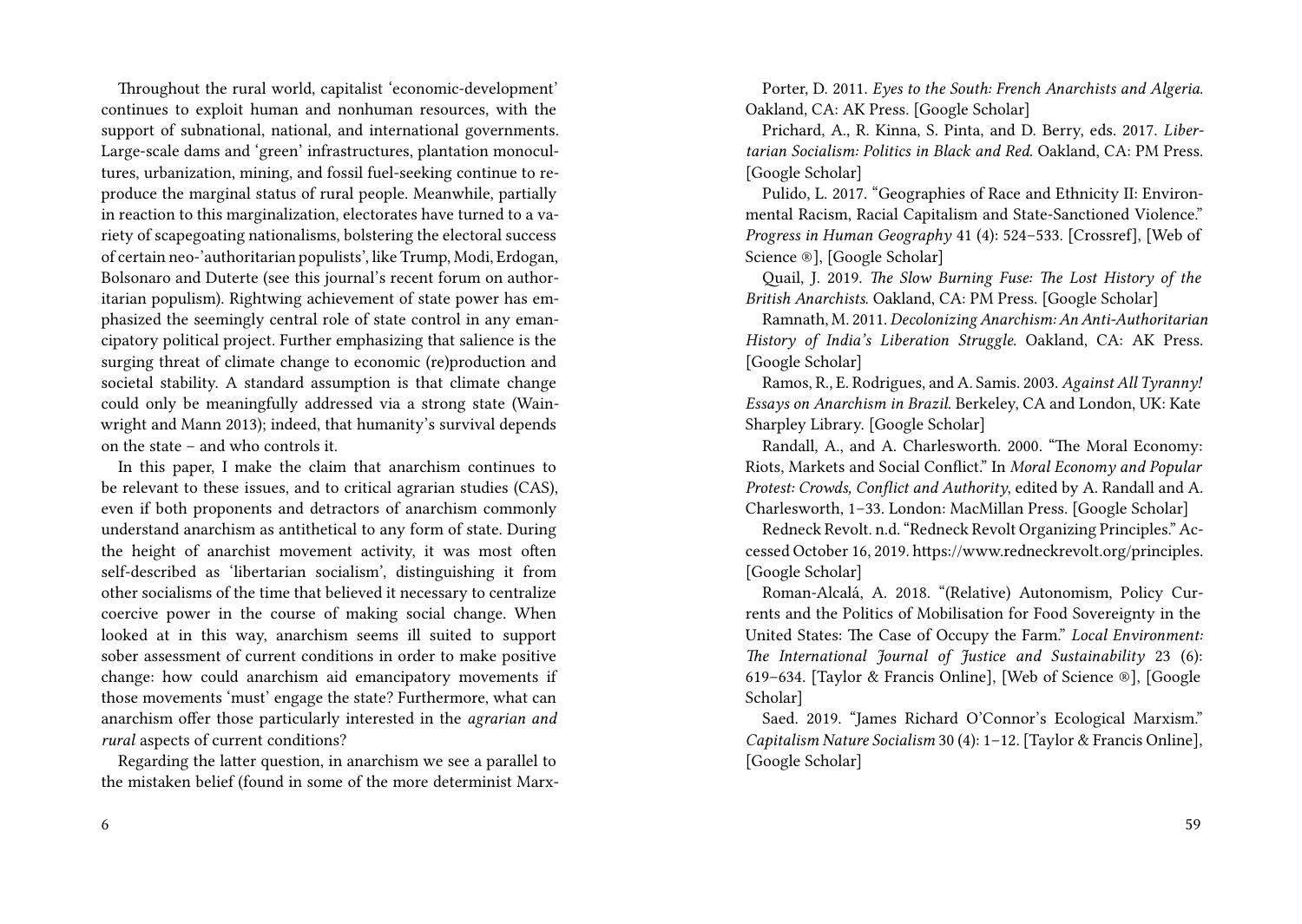Throughout the rural world, capitalist 'economic-development' continues to exploit human and nonhuman resources, with the support of subnational, national, and international governments. Large-scale dams and 'green' infrastructures, plantation monocultures, urbanization, mining, and fossil fuel-seeking continue to reproduce the marginal status of rural people. Meanwhile, partially in reaction to this marginalization, electorates have turned to a variety of scapegoating nationalisms, bolstering the electoral success of certain neo-'authoritarian populists', like Trump, Modi, Erdogan, Bolsonaro and Duterte (see this journal's recent forum on authoritarian populism). Rightwing achievement of state power has emphasized the seemingly central role of state control in any emancipatory political project. Further emphasizing that salience is the surging threat of climate change to economic (re)production and societal stability. A standard assumption is that climate change could only be meaningfully addressed via a strong state (Wainwright and Mann 2013); indeed, that humanity's survival depends on the state – and who controls it.

In this paper, I make the claim that anarchism continues to be relevant to these issues, and to critical agrarian studies (CAS), even if both proponents and detractors of anarchism commonly understand anarchism as antithetical to any form of state. During the height of anarchist movement activity, it was most often self-described as 'libertarian socialism', distinguishing it from other socialisms of the time that believed it necessary to centralize coercive power in the course of making social change. When looked at in this way, anarchism seems ill suited to support sober assessment of current conditions in order to make positive change: how could anarchism aid emancipatory movements if those movements 'must' engage the state? Furthermore, what can anarchism offer those particularly interested in the *agrarian and rural* aspects of current conditions?

Regarding the latter question, in anarchism we see a parallel to the mistaken belief (found in some of the more determinist Marx-

Porter, D. 2011. *Eyes to the South: French Anarchists and Algeria.* Oakland, CA: AK Press. [Google Scholar]

Prichard, A., R. Kinna, S. Pinta, and D. Berry, eds. 2017. *Libertarian Socialism: Politics in Black and Red.* Oakland, CA: PM Press. [Google Scholar]

Pulido, L. 2017. "Geographies of Race and Ethnicity II: Environmental Racism, Racial Capitalism and State-Sanctioned Violence." *Progress in Human Geography* 41 (4): 524–533. [Crossref], [Web of Science ®], [Google Scholar]

Quail, J. 2019. *The Slow Burning Fuse: The Lost History of the British Anarchists.* Oakland, CA: PM Press. [Google Scholar]

Ramnath, M. 2011. *Decolonizing Anarchism: An Anti-Authoritarian History of India's Liberation Struggle.* Oakland, CA: AK Press. [Google Scholar]

Ramos, R., E. Rodrigues, and A. Samis. 2003. *Against All Tyranny! Essays on Anarchism in Brazil.* Berkeley, CA and London, UK: Kate Sharpley Library. [Google Scholar]

Randall, A., and A. Charlesworth. 2000. "The Moral Economy: Riots, Markets and Social Conflict." In *Moral Economy and Popular Protest: Crowds, Conflict and Authority*, edited by A. Randall and A. Charlesworth, 1–33. London: MacMillan Press. [Google Scholar]

Redneck Revolt. n.d. "Redneck Revolt Organizing Principles." Accessed October 16, 2019. https://www.redneckrevolt.org/principles. [Google Scholar]

Roman-Alcalá, A. 2018. "(Relative) Autonomism, Policy Currents and the Politics of Mobilisation for Food Sovereignty in the United States: The Case of Occupy the Farm." *Local Environment: The International Journal of Justice and Sustainability* 23 (6): 619–634. [Taylor & Francis Online], [Web of Science ®], [Google Scholar]

Saed. 2019. "James Richard O'Connor's Ecological Marxism." *Capitalism Nature Socialism* 30 (4): 1–12. [Taylor & Francis Online], [Google Scholar]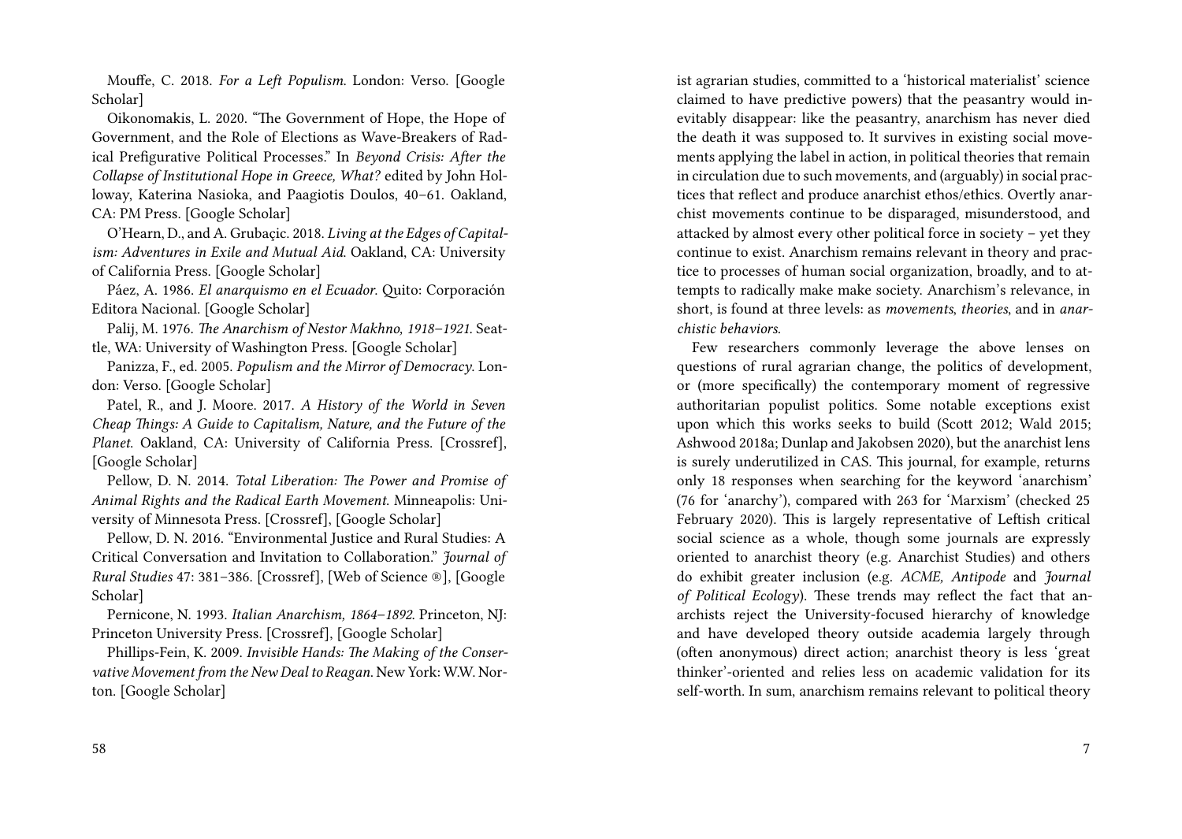Mouffe, C. 2018. *For a Left Populism*. London: Verso. [Google Scholar]

Oikonomakis, L. 2020. "The Government of Hope, the Hope of Government, and the Role of Elections as Wave-Breakers of Radical Prefigurative Political Processes." In *Beyond Crisis: After the Collapse of Institutional Hope in Greece, What?* edited by John Holloway, Katerina Nasioka, and Paagiotis Doulos, 40–61. Oakland, CA: PM Press. [Google Scholar]

O'Hearn, D., and A. Grubaçic. 2018. *Living at the Edges of Capitalism: Adventures in Exile and Mutual Aid*. Oakland, CA: University of California Press. [Google Scholar]

Páez, A. 1986. *El anarquismo en el Ecuador*. Quito: Corporación Editora Nacional. [Google Scholar]

Palij, M. 1976. *The Anarchism of Nestor Makhno, 1918–1921*. Seattle, WA: University of Washington Press. [Google Scholar]

Panizza, F., ed. 2005. *Populism and the Mirror of Democracy*. London: Verso. [Google Scholar]

Patel, R., and J. Moore. 2017. *A History of the World in Seven Cheap Things: A Guide to Capitalism, Nature, and the Future of the Planet*. Oakland, CA: University of California Press. [Crossref], [Google Scholar]

Pellow, D. N. 2014. *Total Liberation: The Power and Promise of Animal Rights and the Radical Earth Movement*. Minneapolis: University of Minnesota Press. [Crossref], [Google Scholar]

Pellow, D. N. 2016. "Environmental Justice and Rural Studies: A Critical Conversation and Invitation to Collaboration." *Journal of Rural Studies* 47: 381–386. [Crossref], [Web of Science ®], [Google Scholar]

Pernicone, N. 1993. *Italian Anarchism, 1864–1892*. Princeton, NJ: Princeton University Press. [Crossref], [Google Scholar]

Phillips-Fein, K. 2009. *Invisible Hands: The Making of the Conservative Movement from the New Deal to Reagan*. New York: W.W. Norton. [Google Scholar]

ist agrarian studies, committed to a 'historical materialist' science claimed to have predictive powers) that the peasantry would inevitably disappear: like the peasantry, anarchism has never died the death it was supposed to. It survives in existing social movements applying the label in action, in political theories that remain in circulation due to such movements, and (arguably) in social practices that reflect and produce anarchist ethos/ethics. Overtly anarchist movements continue to be disparaged, misunderstood, and attacked by almost every other political force in society – yet they continue to exist. Anarchism remains relevant in theory and practice to processes of human social organization, broadly, and to attempts to radically make make society. Anarchism's relevance, in short, is found at three levels: as *movements*, *theories*, and in *anarchistic behaviors*.

Few researchers commonly leverage the above lenses on questions of rural agrarian change, the politics of development, or (more specifically) the contemporary moment of regressive authoritarian populist politics. Some notable exceptions exist upon which this works seeks to build (Scott 2012; Wald 2015; Ashwood 2018a; Dunlap and Jakobsen 2020), but the anarchist lens is surely underutilized in CAS. This journal, for example, returns only 18 responses when searching for the keyword 'anarchism' (76 for 'anarchy'), compared with 263 for 'Marxism' (checked 25 February 2020). This is largely representative of Leftish critical social science as a whole, though some journals are expressly oriented to anarchist theory (e.g. Anarchist Studies) and others do exhibit greater inclusion (e.g. *ACME, Antipode* and *Journal of Political Ecology*). These trends may reflect the fact that anarchists reject the University-focused hierarchy of knowledge and have developed theory outside academia largely through (often anonymous) direct action; anarchist theory is less 'great thinker'-oriented and relies less on academic validation for its self-worth. In sum, anarchism remains relevant to political theory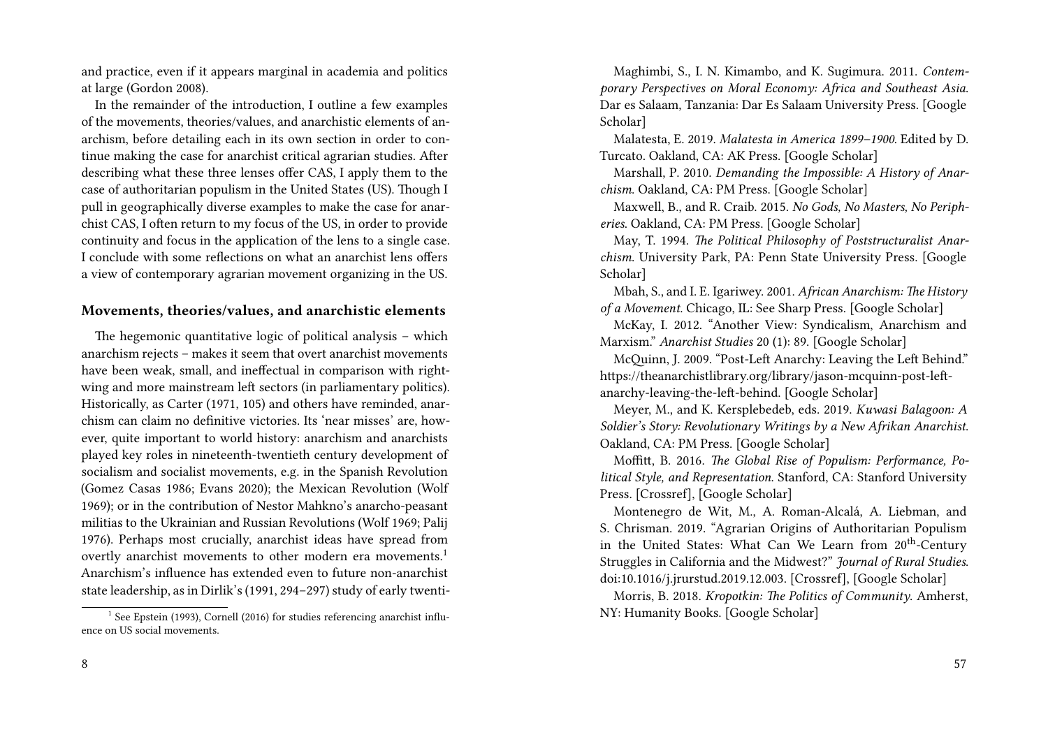and practice, even if it appears marginal in academia and politics at large (Gordon 2008).

In the remainder of the introduction, I outline a few examples of the movements, theories/values, and anarchistic elements of anarchism, before detailing each in its own section in order to continue making the case for anarchist critical agrarian studies. After describing what these three lenses offer CAS, I apply them to the case of authoritarian populism in the United States (US). Though I pull in geographically diverse examples to make the case for anarchist CAS, I often return to my focus of the US, in order to provide continuity and focus in the application of the lens to a single case. I conclude with some reflections on what an anarchist lens offers a view of contemporary agrarian movement organizing in the US.

### Movements, theories/values, and anarchistic elements

The hegemonic quantitative logic of political analysis – which anarchism rejects – makes it seem that overt anarchist movements have been weak, small, and ineffectual in comparison with right-wing and more mainstream left sectors (in parliamentary politics). Historically, as Carter (1971, 105) and others have reminded, anarchism can claim no definitive victories. Its 'near misses' are, however, quite important to world history: anarchism and anarchists played key roles in nineteenth-twentieth century development of socialism and socialist movements, e.g. in the Spanish Revolution (Gomez Casas 1986; Evans 2020); the Mexican Revolution (Wolf 1969); or in the contribution of Nestor Mahkno's anarcho-peasant militias to the Ukrainian and Russian Revolutions (Wolf 1969; Palij 1976). Perhaps most crucially, anarchist ideas have spread from overtly anarchist movements to other modern era movements.[1] Anarchism's influence has extended even to future non-anarchist state leadership, as in Dirlik's (1991, 294–297) study of early twenti-

[1] See Epstein (1993), Cornell (2016) for studies referencing anarchist influence on US social movements.

Maghimbi, S., I. N. Kimambo, and K. Sugimura. 2011. *Contemporary Perspectives on Moral Economy: Africa and Southeast Asia.* Dar es Salaam, Tanzania: Dar Es Salaam University Press. [Google Scholar]

Malatesta, E. 2019. *Malatesta in America 1899–1900.* Edited by D. Turcato. Oakland, CA: AK Press. [Google Scholar]

Marshall, P. 2010. *Demanding the Impossible: A History of Anarchism.* Oakland, CA: PM Press. [Google Scholar]

Maxwell, B., and R. Craib. 2015. *No Gods, No Masters, No Peripheries.* Oakland, CA: PM Press. [Google Scholar]

May, T. 1994. *The Political Philosophy of Poststructuralist Anarchism.* University Park, PA: Penn State University Press. [Google Scholar]

Mbah, S., and I. E. Igariwey. 2001. *African Anarchism: The History of a Movement.* Chicago, IL: See Sharp Press. [Google Scholar]

McKay, I. 2012. "Another View: Syndicalism, Anarchism and Marxism." *Anarchist Studies* 20 (1): 89. [Google Scholar]

McQuinn, J. 2009. "Post-Left Anarchy: Leaving the Left Behind." https://theanarchistlibrary.org/library/jason-mcquinn-post-left-anarchy-leaving-the-left-behind. [Google Scholar]

Meyer, M., and K. Kersplebedeb, eds. 2019. *Kuwasi Balagoon: A Soldier's Story: Revolutionary Writings by a New Afrikan Anarchist.* Oakland, CA: PM Press. [Google Scholar]

Moffitt, B. 2016. *The Global Rise of Populism: Performance, Political Style, and Representation.* Stanford, CA: Stanford University Press. [Crossref], [Google Scholar]

Montenegro de Wit, M., A. Roman-Alcalá, A. Liebman, and S. Chrisman. 2019. "Agrarian Origins of Authoritarian Populism in the United States: What Can We Learn from 20th-Century Struggles in California and the Midwest?" *Journal of Rural Studies.* doi:10.1016/j.jrurstud.2019.12.003. [Crossref], [Google Scholar]

Morris, B. 2018. *Kropotkin: The Politics of Community.* Amherst, NY: Humanity Books. [Google Scholar]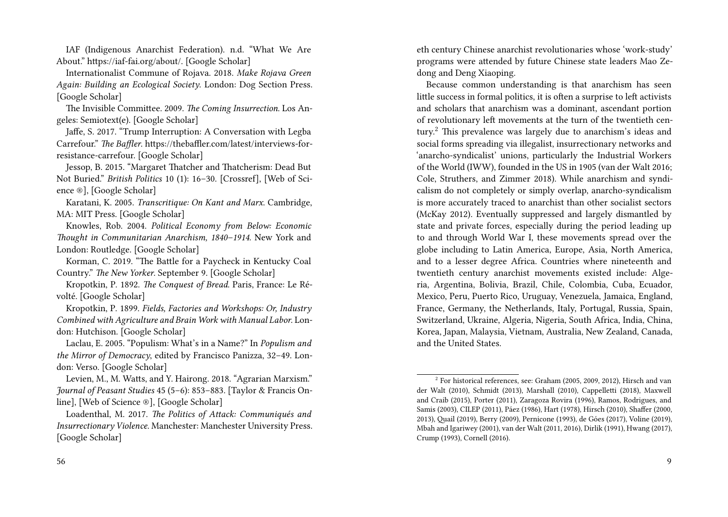IAF (Indigenous Anarchist Federation). n.d. "What We Are About." https://iaf-fai.org/about/. [Google Scholar]

Internationalist Commune of Rojava. 2018. *Make Rojava Green Again: Building an Ecological Society.* London: Dog Section Press. [Google Scholar]

The Invisible Committee. 2009. *The Coming Insurrection.* Los Angeles: Semiotext(e). [Google Scholar]

Jaffe, S. 2017. "Trump Interruption: A Conversation with Legba Carrefour." *The Baffler.* https://thebaffler.com/latest/interviews-for-resistance-carrefour. [Google Scholar]

Jessop, B. 2015. "Margaret Thatcher and Thatcherism: Dead But Not Buried." *British Politics* 10 (1): 16–30. [Crossref], [Web of Science ®], [Google Scholar]

Karatani, K. 2005. *Transcritique: On Kant and Marx.* Cambridge, MA: MIT Press. [Google Scholar]

Knowles, Rob. 2004. *Political Economy from Below: Economic Thought in Communitarian Anarchism, 1840–1914.* New York and London: Routledge. [Google Scholar]

Korman, C. 2019. "The Battle for a Paycheck in Kentucky Coal Country." *The New Yorker.* September 9. [Google Scholar]

Kropotkin, P. 1892. *The Conquest of Bread.* Paris, France: Le Révolté. [Google Scholar]

Kropotkin, P. 1899. *Fields, Factories and Workshops: Or, Industry Combined with Agriculture and Brain Work with Manual Labor.* London: Hutchison. [Google Scholar]

Laclau, E. 2005. "Populism: What's in a Name?" In *Populism and the Mirror of Democracy*, edited by Francisco Panizza, 32–49. London: Verso. [Google Scholar]

Levien, M., M. Watts, and Y. Hairong. 2018. "Agrarian Marxism." *Journal of Peasant Studies* 45 (5–6): 853–883. [Taylor & Francis Online], [Web of Science ®], [Google Scholar]

Loadenthal, M. 2017. *The Politics of Attack: Communiqués and Insurrectionary Violence.* Manchester: Manchester University Press. [Google Scholar]

eth century Chinese anarchist revolutionaries whose 'work-study' programs were attended by future Chinese state leaders Mao Zedong and Deng Xiaoping.

Because common understanding is that anarchism has seen little success in formal politics, it is often a surprise to left activists and scholars that anarchism was a dominant, ascendant portion of revolutionary left movements at the turn of the twentieth century.[2] This prevalence was largely due to anarchism's ideas and social forms spreading via illegalist, insurrectionary networks and 'anarcho-syndicalist' unions, particularly the Industrial Workers of the World (IWW), founded in the US in 1905 (van der Walt 2016; Cole, Struthers, and Zimmer 2018). While anarchism and syndicalism do not completely or simply overlap, anarcho-syndicalism is more accurately traced to anarchist than other socialist sectors (McKay 2012). Eventually suppressed and largely dismantled by state and private forces, especially during the period leading up to and through World War I, these movements spread over the globe including to Latin America, Europe, Asia, North America, and to a lesser degree Africa. Countries where nineteenth and twentieth century anarchist movements existed include: Algeria, Argentina, Bolivia, Brazil, Chile, Colombia, Cuba, Ecuador, Mexico, Peru, Puerto Rico, Uruguay, Venezuela, Jamaica, England, France, Germany, the Netherlands, Italy, Portugal, Russia, Spain, Switzerland, Ukraine, Algeria, Nigeria, South Africa, India, China, Korea, Japan, Malaysia, Vietnam, Australia, New Zealand, Canada, and the United States.

[2] For historical references, see: Graham (2005, 2009, 2012), Hirsch and van der Walt (2010), Schmidt (2013), Marshall (2010), Cappelletti (2018), Maxwell and Craib (2015), Porter (2011), Zaragoza Rovira (1996), Ramos, Rodrigues, and Samis (2003), CILEP (2011), Páez (1986), Hart (1978), Hirsch (2010), Shaffer (2000, 2013), Quail (2019), Berry (2009), Pernicone (1993), de Góes (2017), Voline (2019), Mbah and Igariwey (2001), van der Walt (2011, 2016), Dirlik (1991), Hwang (2017), Crump (1993), Cornell (2016).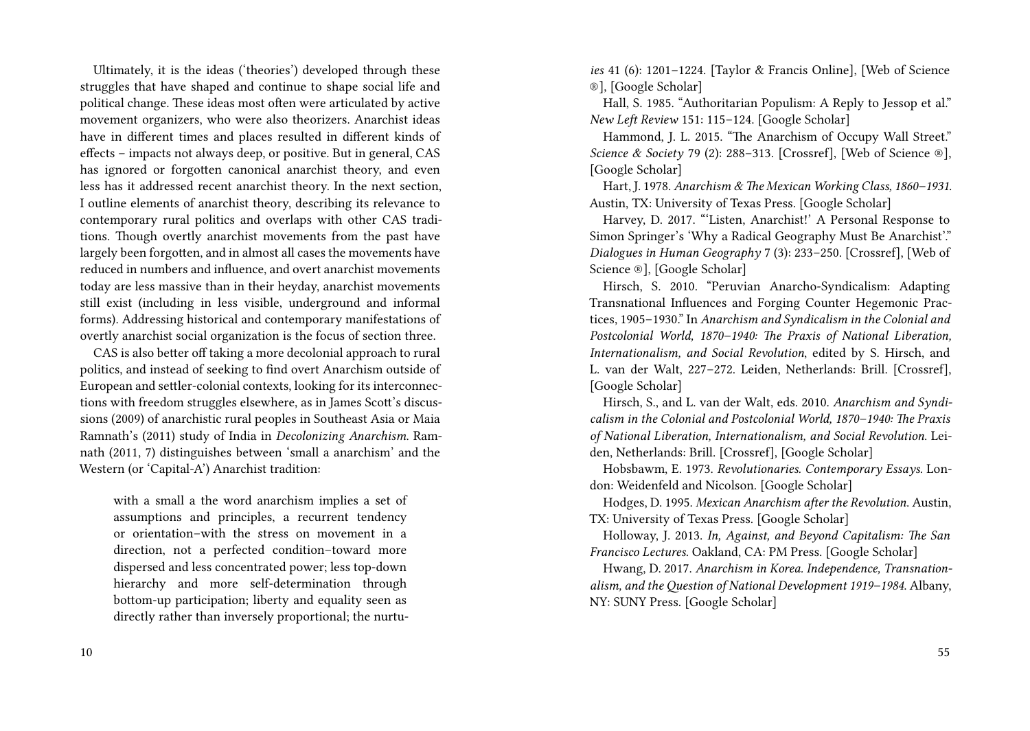Ultimately, it is the ideas ('theories') developed through these struggles that have shaped and continue to shape social life and political change. These ideas most often were articulated by active movement organizers, who were also theorizers. Anarchist ideas have in different times and places resulted in different kinds of effects – impacts not always deep, or positive. But in general, CAS has ignored or forgotten canonical anarchist theory, and even less has it addressed recent anarchist theory. In the next section, I outline elements of anarchist theory, describing its relevance to contemporary rural politics and overlaps with other CAS traditions. Though overtly anarchist movements from the past have largely been forgotten, and in almost all cases the movements have reduced in numbers and influence, and overt anarchist movements today are less massive than in their heyday, anarchist movements still exist (including in less visible, underground and informal forms). Addressing historical and contemporary manifestations of overtly anarchist social organization is the focus of section three.

CAS is also better off taking a more decolonial approach to rural politics, and instead of seeking to find overt Anarchism outside of European and settler-colonial contexts, looking for its interconnections with freedom struggles elsewhere, as in James Scott's discussions (2009) of anarchistic rural peoples in Southeast Asia or Maia Ramnath's (2011) study of India in *Decolonizing Anarchism*. Ramnath (2011, 7) distinguishes between 'small a anarchism' and the Western (or 'Capital-A') Anarchist tradition:

> with a small a the word anarchism implies a set of assumptions and principles, a recurrent tendency or orientation–with the stress on movement in a direction, not a perfected condition–toward more dispersed and less concentrated power; less top-down hierarchy and more self-determination through bottom-up participation; liberty and equality seen as directly rather than inversely proportional; the nurtu-

*ies* 41 (6): 1201–1224. [Taylor & Francis Online], [Web of Science ®], [Google Scholar]

Hall, S. 1985. "Authoritarian Populism: A Reply to Jessop et al." *New Left Review* 151: 115–124. [Google Scholar]

Hammond, J. L. 2015. "The Anarchism of Occupy Wall Street." *Science & Society* 79 (2): 288–313. [Crossref], [Web of Science ®], [Google Scholar]

Hart, J. 1978. *Anarchism & The Mexican Working Class, 1860–1931*. Austin, TX: University of Texas Press. [Google Scholar]

Harvey, D. 2017. "'Listen, Anarchist!' A Personal Response to Simon Springer's 'Why a Radical Geography Must Be Anarchist'." *Dialogues in Human Geography* 7 (3): 233–250. [Crossref], [Web of Science ®], [Google Scholar]

Hirsch, S. 2010. "Peruvian Anarcho-Syndicalism: Adapting Transnational Influences and Forging Counter Hegemonic Practices, 1905–1930." In *Anarchism and Syndicalism in the Colonial and Postcolonial World, 1870–1940: The Praxis of National Liberation, Internationalism, and Social Revolution*, edited by S. Hirsch, and L. van der Walt, 227–272. Leiden, Netherlands: Brill. [Crossref], [Google Scholar]

Hirsch, S., and L. van der Walt, eds. 2010. *Anarchism and Syndicalism in the Colonial and Postcolonial World, 1870–1940: The Praxis of National Liberation, Internationalism, and Social Revolution*. Leiden, Netherlands: Brill. [Crossref], [Google Scholar]

Hobsbawm, E. 1973. *Revolutionaries. Contemporary Essays*. London: Weidenfeld and Nicolson. [Google Scholar]

Hodges, D. 1995. *Mexican Anarchism after the Revolution*. Austin, TX: University of Texas Press. [Google Scholar]

Holloway, J. 2013. *In, Against, and Beyond Capitalism: The San Francisco Lectures*. Oakland, CA: PM Press. [Google Scholar]

Hwang, D. 2017. *Anarchism in Korea. Independence, Transnationalism, and the Question of National Development 1919–1984*. Albany, NY: SUNY Press. [Google Scholar]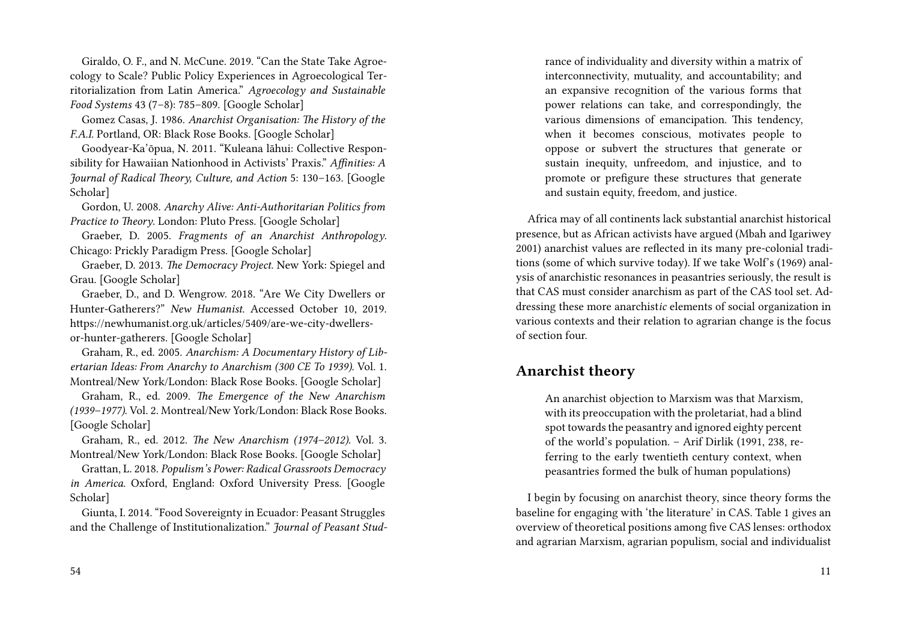Giraldo, O. F., and N. McCune. 2019. "Can the State Take Agroecology to Scale? Public Policy Experiences in Agroecological Territorialization from Latin America." *Agroecology and Sustainable Food Systems* 43 (7–8): 785–809. [Google Scholar]

Gomez Casas, J. 1986. *Anarchist Organisation: The History of the F.A.I.* Portland, OR: Black Rose Books. [Google Scholar]

Goodyear-Ka'ōpua, N. 2011. "Kuleana lāhui: Collective Responsibility for Hawaiian Nationhood in Activists' Praxis." *Affinities: A Journal of Radical Theory, Culture, and Action* 5: 130–163. [Google Scholar]

Gordon, U. 2008. *Anarchy Alive: Anti-Authoritarian Politics from Practice to Theory.* London: Pluto Press. [Google Scholar]

Graeber, D. 2005. *Fragments of an Anarchist Anthropology.* Chicago: Prickly Paradigm Press. [Google Scholar]

Graeber, D. 2013. *The Democracy Project.* New York: Spiegel and Grau. [Google Scholar]

Graeber, D., and D. Wengrow. 2018. "Are We City Dwellers or Hunter-Gatherers?" *New Humanist.* Accessed October 10, 2019. https://newhumanist.org.uk/articles/5409/are-we-city-dwellers-or-hunter-gatherers. [Google Scholar]

Graham, R., ed. 2005. *Anarchism: A Documentary History of Libertarian Ideas: From Anarchy to Anarchism (300 CE To 1939).* Vol. 1. Montreal/New York/London: Black Rose Books. [Google Scholar]

Graham, R., ed. 2009. *The Emergence of the New Anarchism (1939–1977).* Vol. 2. Montreal/New York/London: Black Rose Books. [Google Scholar]

Graham, R., ed. 2012. *The New Anarchism (1974–2012).* Vol. 3. Montreal/New York/London: Black Rose Books. [Google Scholar]

Grattan, L. 2018. *Populism's Power: Radical Grassroots Democracy in America.* Oxford, England: Oxford University Press. [Google Scholar]

Giunta, I. 2014. "Food Sovereignty in Ecuador: Peasant Struggles and the Challenge of Institutionalization." *Journal of Peasant Stud-*

> rance of individuality and diversity within a matrix of interconnectivity, mutuality, and accountability; and an expansive recognition of the various forms that power relations can take, and correspondingly, the various dimensions of emancipation. This tendency, when it becomes conscious, motivates people to oppose or subvert the structures that generate or sustain inequity, unfreedom, and injustice, and to promote or prefigure these structures that generate and sustain equity, freedom, and justice.

Africa may of all continents lack substantial anarchist historical presence, but as African activists have argued (Mbah and Igariwey 2001) anarchist values are reflected in its many pre-colonial traditions (some of which survive today). If we take Wolf's (1969) analysis of anarchistic resonances in peasantries seriously, the result is that CAS must consider anarchism as part of the CAS tool set. Addressing these more anarchist*ic* elements of social organization in various contexts and their relation to agrarian change is the focus of section four.

## Anarchist theory

> An anarchist objection to Marxism was that Marxism, with its preoccupation with the proletariat, had a blind spot towards the peasantry and ignored eighty percent of the world's population. – Arif Dirlik (1991, 238, referring to the early twentieth century context, when peasantries formed the bulk of human populations)

I begin by focusing on anarchist theory, since theory forms the baseline for engaging with 'the literature' in CAS. Table 1 gives an overview of theoretical positions among five CAS lenses: orthodox and agrarian Marxism, agrarian populism, social and individualist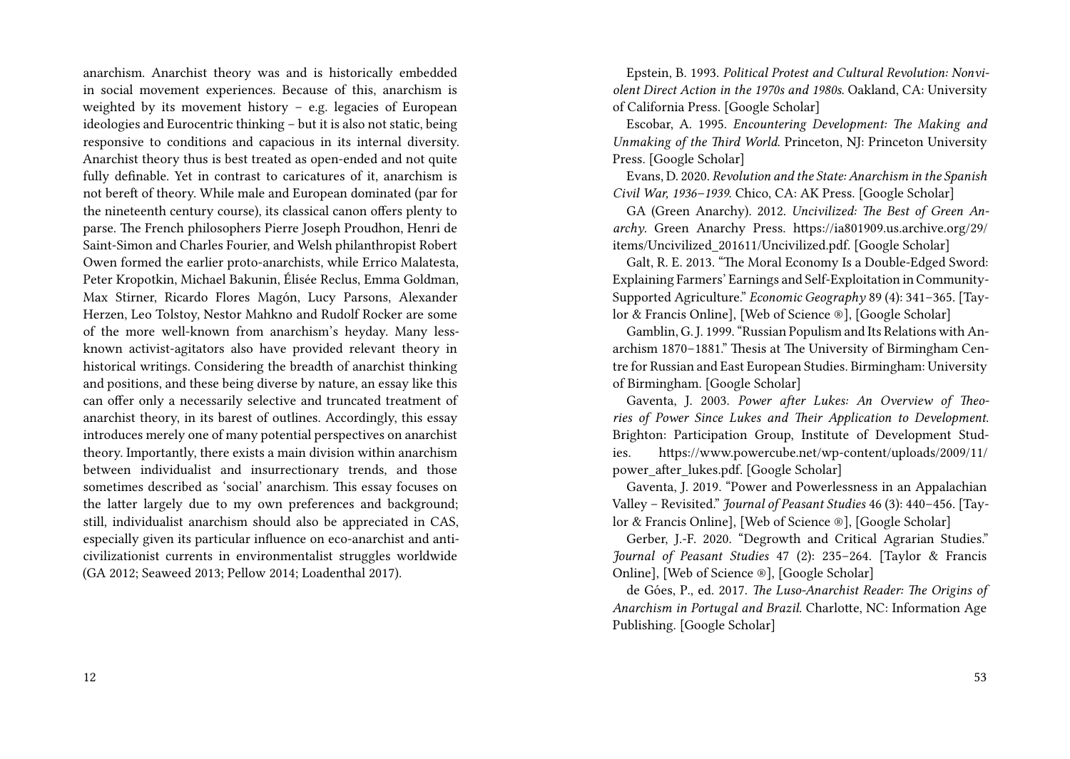anarchism. Anarchist theory was and is historically embedded in social movement experiences. Because of this, anarchism is weighted by its movement history – e.g. legacies of European ideologies and Eurocentric thinking – but it is also not static, being responsive to conditions and capacious in its internal diversity. Anarchist theory thus is best treated as open-ended and not quite fully definable. Yet in contrast to caricatures of it, anarchism is not bereft of theory. While male and European dominated (par for the nineteenth century course), its classical canon offers plenty to parse. The French philosophers Pierre Joseph Proudhon, Henri de Saint-Simon and Charles Fourier, and Welsh philanthropist Robert Owen formed the earlier proto-anarchists, while Errico Malatesta, Peter Kropotkin, Michael Bakunin, Élisée Reclus, Emma Goldman, Max Stirner, Ricardo Flores Magón, Lucy Parsons, Alexander Herzen, Leo Tolstoy, Nestor Mahkno and Rudolf Rocker are some of the more well-known from anarchism's heyday. Many less-known activist-agitators also have provided relevant theory in historical writings. Considering the breadth of anarchist thinking and positions, and these being diverse by nature, an essay like this can offer only a necessarily selective and truncated treatment of anarchist theory, in its barest of outlines. Accordingly, this essay introduces merely one of many potential perspectives on anarchist theory. Importantly, there exists a main division within anarchism between individualist and insurrectionary trends, and those sometimes described as 'social' anarchism. This essay focuses on the latter largely due to my own preferences and background; still, individualist anarchism should also be appreciated in CAS, especially given its particular influence on eco-anarchist and anti-civilizationist currents in environmentalist struggles worldwide (GA 2012; Seaweed 2013; Pellow 2014; Loadenthal 2017).

Epstein, B. 1993. *Political Protest and Cultural Revolution: Nonviolent Direct Action in the 1970s and 1980s.* Oakland, CA: University of California Press. [Google Scholar]

Escobar, A. 1995. *Encountering Development: The Making and Unmaking of the Third World.* Princeton, NJ: Princeton University Press. [Google Scholar]

Evans, D. 2020. *Revolution and the State: Anarchism in the Spanish Civil War, 1936–1939.* Chico, CA: AK Press. [Google Scholar]

GA (Green Anarchy). 2012. *Uncivilized: The Best of Green Anarchy.* Green Anarchy Press. https://ia801909.us.archive.org/29/items/Uncivilized_201611/Uncivilized.pdf. [Google Scholar]

Galt, R. E. 2013. "The Moral Economy Is a Double-Edged Sword: Explaining Farmers' Earnings and Self-Exploitation in Community-Supported Agriculture." *Economic Geography* 89 (4): 341–365. [Taylor & Francis Online], [Web of Science ®], [Google Scholar]

Gamblin, G. J. 1999. "Russian Populism and Its Relations with Anarchism 1870–1881." Thesis at The University of Birmingham Centre for Russian and East European Studies. Birmingham: University of Birmingham. [Google Scholar]

Gaventa, J. 2003. *Power after Lukes: An Overview of Theories of Power Since Lukes and Their Application to Development.* Brighton: Participation Group, Institute of Development Studies. https://www.powercube.net/wp-content/uploads/2009/11/power_after_lukes.pdf. [Google Scholar]

Gaventa, J. 2019. "Power and Powerlessness in an Appalachian Valley – Revisited." *Journal of Peasant Studies* 46 (3): 440–456. [Taylor & Francis Online], [Web of Science ®], [Google Scholar]

Gerber, J.-F. 2020. "Degrowth and Critical Agrarian Studies." *Journal of Peasant Studies* 47 (2): 235–264. [Taylor & Francis Online], [Web of Science ®], [Google Scholar]

de Góes, P., ed. 2017. *The Luso-Anarchist Reader: The Origins of Anarchism in Portugal and Brazil.* Charlotte, NC: Information Age Publishing. [Google Scholar]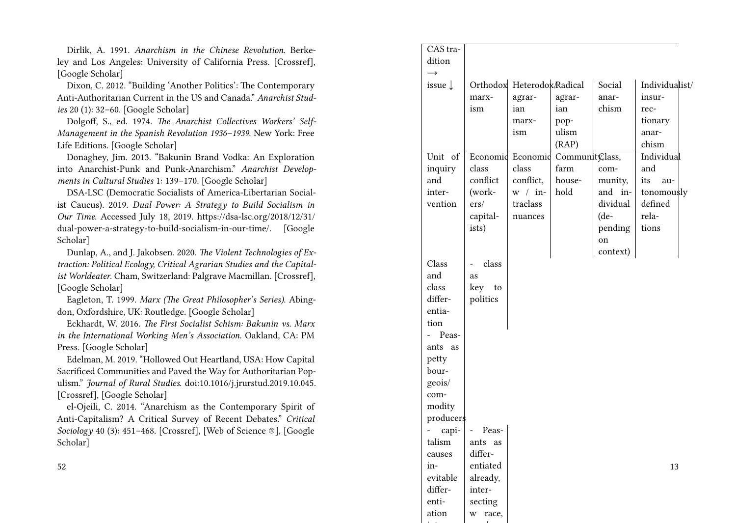Dirlik, A. 1991. *Anarchism in the Chinese Revolution*. Berkeley and Los Angeles: University of California Press. [Crossref], [Google Scholar]

Dixon, C. 2012. "Building 'Another Politics': The Contemporary Anti-Authoritarian Current in the US and Canada." *Anarchist Studies* 20 (1): 32–60. [Google Scholar]

Dolgoff, S., ed. 1974. *The Anarchist Collectives Workers' Self-Management in the Spanish Revolution 1936–1939*. New York: Free Life Editions. [Google Scholar]

Donaghey, Jim. 2013. "Bakunin Brand Vodka: An Exploration into Anarchist-Punk and Punk-Anarchism." *Anarchist Developments in Cultural Studies* 1: 139–170. [Google Scholar]

DSA-LSC (Democratic Socialists of America-Libertarian Socialist Caucus). 2019. *Dual Power: A Strategy to Build Socialism in Our Time*. Accessed July 18, 2019. https://dsa-lsc.org/2018/12/31/dual-power-a-strategy-to-build-socialism-in-our-time/. [Google Scholar]

Dunlap, A., and J. Jakobsen. 2020. *The Violent Technologies of Extraction: Political Ecology, Critical Agrarian Studies and the Capitalist Worldeater*. Cham, Switzerland: Palgrave Macmillan. [Crossref], [Google Scholar]

Eagleton, T. 1999. *Marx (The Great Philosopher's Series)*. Abingdon, Oxfordshire, UK: Routledge. [Google Scholar]

Eckhardt, W. 2016. *The First Socialist Schism: Bakunin vs. Marx in the International Working Men's Association*. Oakland, CA: PM Press. [Google Scholar]

Edelman, M. 2019. "Hollowed Out Heartland, USA: How Capital Sacrificed Communities and Paved the Way for Authoritarian Populism." *Journal of Rural Studies*. doi:10.1016/j.jrurstud.2019.10.045. [Crossref], [Google Scholar]

el-Ojeili, C. 2014. "Anarchism as the Contemporary Spirit of Anti-Capitalism? A Critical Survey of Recent Debates." *Critical Sociology* 40 (3): 451–468. [Crossref], [Web of Science ®], [Google Scholar]

| CAS tradition → issue ↓ | Orthodox marxism | Heterodox agrarian marxism | Radical agrarian populism (RAP) | Social anarchism | Individualist/ insurrectionary anarchism |
|---|---|---|---|---|---|
| Unit of inquiry and intervention | Economic class conflict (workers/ capitalists) | Economic class conflict, w / intraclass nuances | Community, farm household | Class, community, and individual (depending on context) | Individual and its autonomously defined relations |
| Class and class differentiation | - class as key to politics | | | | |
| - Peasants as petty bourgeois/ commodity producers | | | | | |
| - capitalism causes inevitable differentiation | - Peasants as differentiated already, intersecting w race, | | | | |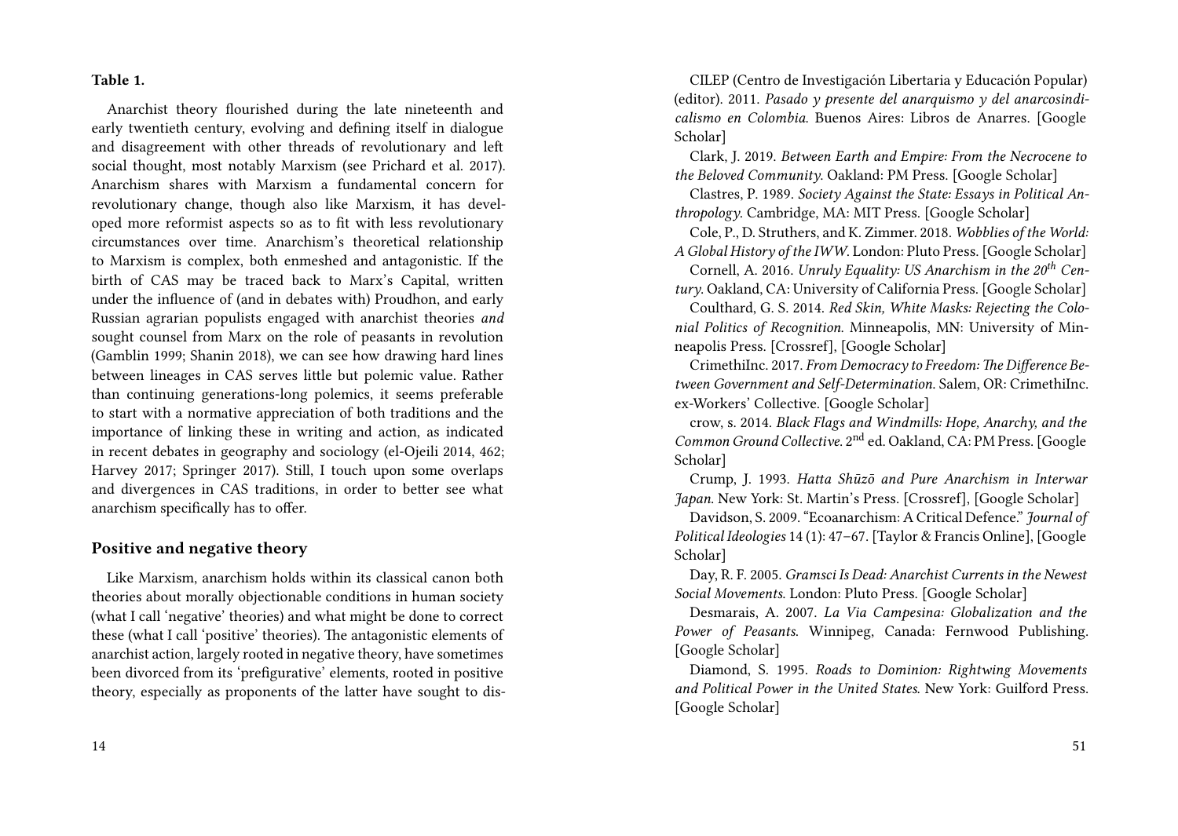**Table 1.**

Anarchist theory flourished during the late nineteenth and early twentieth century, evolving and defining itself in dialogue and disagreement with other threads of revolutionary and left social thought, most notably Marxism (see Prichard et al. 2017). Anarchism shares with Marxism a fundamental concern for revolutionary change, though also like Marxism, it has developed more reformist aspects so as to fit with less revolutionary circumstances over time. Anarchism's theoretical relationship to Marxism is complex, both enmeshed and antagonistic. If the birth of CAS may be traced back to Marx's Capital, written under the influence of (and in debates with) Proudhon, and early Russian agrarian populists engaged with anarchist theories *and* sought counsel from Marx on the role of peasants in revolution (Gamblin 1999; Shanin 2018), we can see how drawing hard lines between lineages in CAS serves little but polemic value. Rather than continuing generations-long polemics, it seems preferable to start with a normative appreciation of both traditions and the importance of linking these in writing and action, as indicated in recent debates in geography and sociology (el-Ojeili 2014, 462; Harvey 2017; Springer 2017). Still, I touch upon some overlaps and divergences in CAS traditions, in order to better see what anarchism specifically has to offer.

## Positive and negative theory

Like Marxism, anarchism holds within its classical canon both theories about morally objectionable conditions in human society (what I call 'negative' theories) and what might be done to correct these (what I call 'positive' theories). The antagonistic elements of anarchist action, largely rooted in negative theory, have sometimes been divorced from its 'prefigurative' elements, rooted in positive theory, especially as proponents of the latter have sought to dis-

CILEP (Centro de Investigación Libertaria y Educación Popular) (editor). 2011. *Pasado y presente del anarquismo y del anarcosindicalismo en Colombia*. Buenos Aires: Libros de Anarres. [Google Scholar]

Clark, J. 2019. *Between Earth and Empire: From the Necrocene to the Beloved Community*. Oakland: PM Press. [Google Scholar]

Clastres, P. 1989. *Society Against the State: Essays in Political Anthropology*. Cambridge, MA: MIT Press. [Google Scholar]

Cole, P., D. Struthers, and K. Zimmer. 2018. *Wobblies of the World: A Global History of the IWW*. London: Pluto Press. [Google Scholar]

Cornell, A. 2016. *Unruly Equality: US Anarchism in the 20th Century*. Oakland, CA: University of California Press. [Google Scholar]

Coulthard, G. S. 2014. *Red Skin, White Masks: Rejecting the Colonial Politics of Recognition*. Minneapolis, MN: University of Minneapolis Press. [Crossref], [Google Scholar]

CrimethiInc. 2017. *From Democracy to Freedom: The Difference Between Government and Self-Determination*. Salem, OR: CrimethiInc. ex-Workers' Collective. [Google Scholar]

crow, s. 2014. *Black Flags and Windmills: Hope, Anarchy, and the Common Ground Collective*. 2nd ed. Oakland, CA: PM Press. [Google Scholar]

Crump, J. 1993. *Hatta Shūzō and Pure Anarchism in Interwar Japan*. New York: St. Martin's Press. [Crossref], [Google Scholar]

Davidson, S. 2009. "Ecoanarchism: A Critical Defence." *Journal of Political Ideologies* 14 (1): 47–67. [Taylor & Francis Online], [Google Scholar]

Day, R. F. 2005. *Gramsci Is Dead: Anarchist Currents in the Newest Social Movements*. London: Pluto Press. [Google Scholar]

Desmarais, A. 2007. *La Vía Campesina: Globalization and the Power of Peasants*. Winnipeg, Canada: Fernwood Publishing. [Google Scholar]

Diamond, S. 1995. *Roads to Dominion: Rightwing Movements and Political Power in the United States*. New York: Guilford Press. [Google Scholar]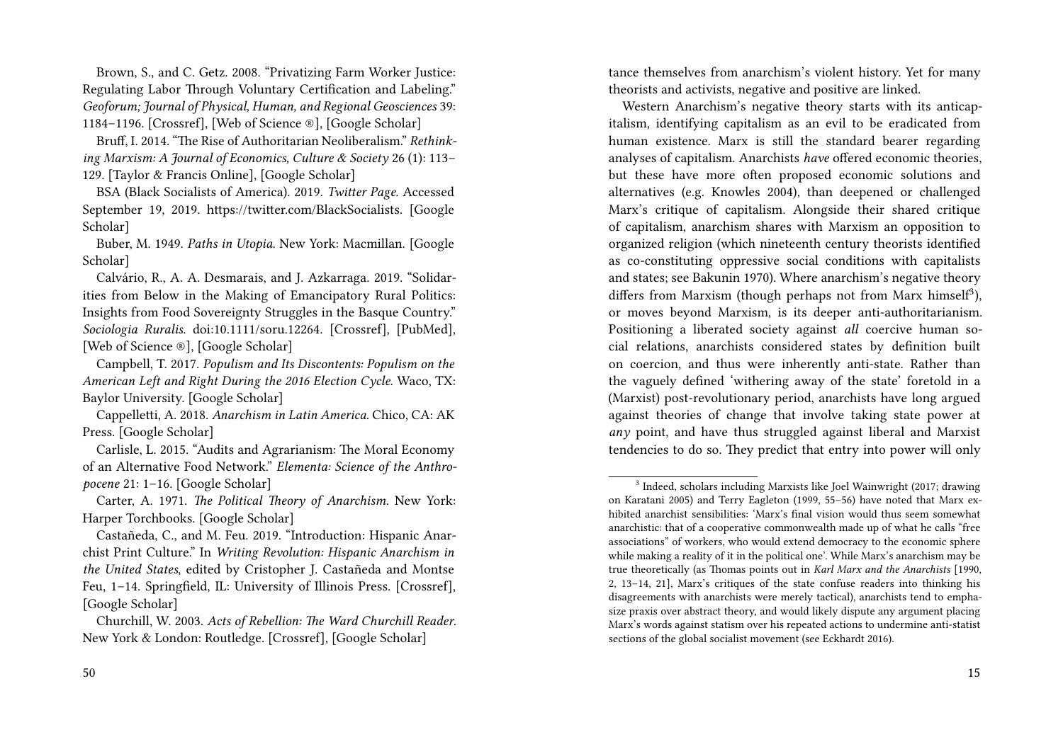Brown, S., and C. Getz. 2008. "Privatizing Farm Worker Justice: Regulating Labor Through Voluntary Certification and Labeling." *Geoforum; Journal of Physical, Human, and Regional Geosciences* 39: 1184–1196. [Crossref], [Web of Science ®], [Google Scholar]

Bruff, I. 2014. "The Rise of Authoritarian Neoliberalism." *Rethinking Marxism: A Journal of Economics, Culture & Society* 26 (1): 113–129. [Taylor & Francis Online], [Google Scholar]

BSA (Black Socialists of America). 2019. *Twitter Page.* Accessed September 19, 2019. https://twitter.com/BlackSocialists. [Google Scholar]

Buber, M. 1949. *Paths in Utopia.* New York: Macmillan. [Google Scholar]

Calvário, R., A. A. Desmarais, and J. Azkarraga. 2019. "Solidarities from Below in the Making of Emancipatory Rural Politics: Insights from Food Sovereignty Struggles in the Basque Country." *Sociologia Ruralis.* doi:10.1111/soru.12264. [Crossref], [PubMed], [Web of Science ®], [Google Scholar]

Campbell, T. 2017. *Populism and Its Discontents: Populism on the American Left and Right During the 2016 Election Cycle.* Waco, TX: Baylor University. [Google Scholar]

Cappelletti, A. 2018. *Anarchism in Latin America.* Chico, CA: AK Press. [Google Scholar]

Carlisle, L. 2015. "Audits and Agrarianism: The Moral Economy of an Alternative Food Network." *Elementa: Science of the Anthropocene* 21: 1–16. [Google Scholar]

Carter, A. 1971. *The Political Theory of Anarchism.* New York: Harper Torchbooks. [Google Scholar]

Castañeda, C., and M. Feu. 2019. "Introduction: Hispanic Anarchist Print Culture." In *Writing Revolution: Hispanic Anarchism in the United States*, edited by Cristopher J. Castañeda and Montse Feu, 1–14. Springfield, IL: University of Illinois Press. [Crossref], [Google Scholar]

Churchill, W. 2003. *Acts of Rebellion: The Ward Churchill Reader.* New York & London: Routledge. [Crossref], [Google Scholar]

tance themselves from anarchism's violent history. Yet for many theorists and activists, negative and positive are linked.

Western Anarchism's negative theory starts with its anticapitalism, identifying capitalism as an evil to be eradicated from human existence. Marx is still the standard bearer regarding analyses of capitalism. Anarchists *have* offered economic theories, but these have more often proposed economic solutions and alternatives (e.g. Knowles 2004), than deepened or challenged Marx's critique of capitalism. Alongside their shared critique of capitalism, anarchism shares with Marxism an opposition to organized religion (which nineteenth century theorists identified as co-constituting oppressive social conditions with capitalists and states; see Bakunin 1970). Where anarchism's negative theory differs from Marxism (though perhaps not from Marx himself[3]), or moves beyond Marxism, is its deeper anti-authoritarianism. Positioning a liberated society against *all* coercive human social relations, anarchists considered states by definition built on coercion, and thus were inherently anti-state. Rather than the vaguely defined 'withering away of the state' foretold in a (Marxist) post-revolutionary period, anarchists have long argued against theories of change that involve taking state power at *any* point, and have thus struggled against liberal and Marxist tendencies to do so. They predict that entry into power will only

[3] Indeed, scholars including Marxists like Joel Wainwright (2017; drawing on Karatani 2005) and Terry Eagleton (1999, 55–56) have noted that Marx exhibited anarchist sensibilities: 'Marx's final vision would thus seem somewhat anarchistic: that of a cooperative commonwealth made up of what he calls "free associations" of workers, who would extend democracy to the economic sphere while making a reality of it in the political one'. While Marx's anarchism may be true theoretically (as Thomas points out in *Karl Marx and the Anarchists* [1990, 2, 13–14, 21], Marx's critiques of the state confuse readers into thinking his disagreements with anarchists were merely tactical), anarchists tend to emphasize praxis over abstract theory, and would likely dispute any argument placing Marx's words against statism over his repeated actions to undermine anti-statist sections of the global socialist movement (see Eckhardt 2016).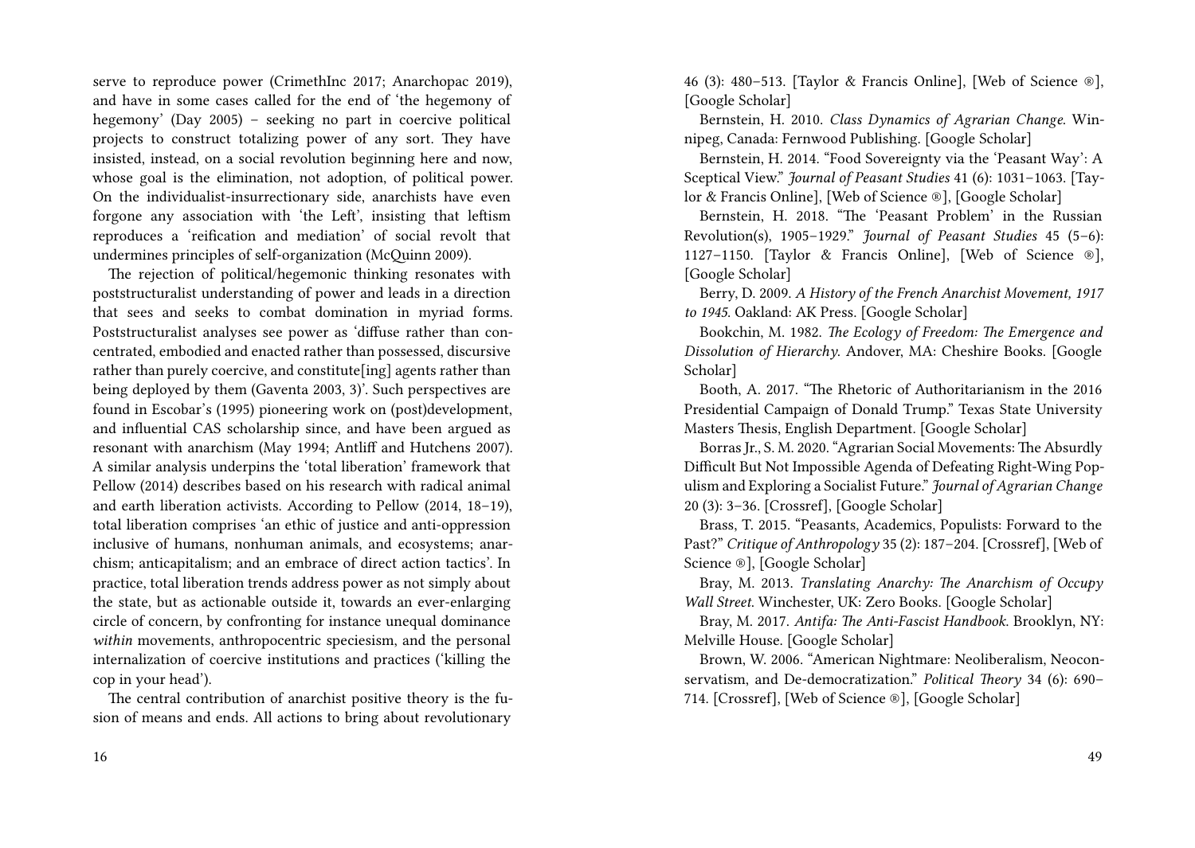serve to reproduce power (CrimethInc 2017; Anarchopac 2019), and have in some cases called for the end of 'the hegemony of hegemony' (Day 2005) – seeking no part in coercive political projects to construct totalizing power of any sort. They have insisted, instead, on a social revolution beginning here and now, whose goal is the elimination, not adoption, of political power. On the individualist-insurrectionary side, anarchists have even forgone any association with 'the Left', insisting that leftism reproduces a 'reification and mediation' of social revolt that undermines principles of self-organization (McQuinn 2009).

The rejection of political/hegemonic thinking resonates with poststructuralist understanding of power and leads in a direction that sees and seeks to combat domination in myriad forms. Poststructuralist analyses see power as 'diffuse rather than concentrated, embodied and enacted rather than possessed, discursive rather than purely coercive, and constitute[ing] agents rather than being deployed by them (Gaventa 2003, 3)'. Such perspectives are found in Escobar's (1995) pioneering work on (post)development, and influential CAS scholarship since, and have been argued as resonant with anarchism (May 1994; Antliff and Hutchens 2007). A similar analysis underpins the 'total liberation' framework that Pellow (2014) describes based on his research with radical animal and earth liberation activists. According to Pellow (2014, 18–19), total liberation comprises 'an ethic of justice and anti-oppression inclusive of humans, nonhuman animals, and ecosystems; anarchism; anticapitalism; and an embrace of direct action tactics'. In practice, total liberation trends address power as not simply about the state, but as actionable outside it, towards an ever-enlarging circle of concern, by confronting for instance unequal dominance *within* movements, anthropocentric speciesism, and the personal internalization of coercive institutions and practices ('killing the cop in your head').

The central contribution of anarchist positive theory is the fusion of means and ends. All actions to bring about revolutionary

46 (3): 480–513. [Taylor & Francis Online], [Web of Science ®], [Google Scholar]

Bernstein, H. 2010. *Class Dynamics of Agrarian Change*. Winnipeg, Canada: Fernwood Publishing. [Google Scholar]

Bernstein, H. 2014. "Food Sovereignty via the 'Peasant Way': A Sceptical View." *Journal of Peasant Studies* 41 (6): 1031–1063. [Taylor & Francis Online], [Web of Science ®], [Google Scholar]

Bernstein, H. 2018. "The 'Peasant Problem' in the Russian Revolution(s), 1905–1929." *Journal of Peasant Studies* 45 (5–6): 1127–1150. [Taylor & Francis Online], [Web of Science ®], [Google Scholar]

Berry, D. 2009. *A History of the French Anarchist Movement, 1917 to 1945*. Oakland: AK Press. [Google Scholar]

Bookchin, M. 1982. *The Ecology of Freedom: The Emergence and Dissolution of Hierarchy*. Andover, MA: Cheshire Books. [Google Scholar]

Booth, A. 2017. "The Rhetoric of Authoritarianism in the 2016 Presidential Campaign of Donald Trump." Texas State University Masters Thesis, English Department. [Google Scholar]

Borras Jr., S. M. 2020. "Agrarian Social Movements: The Absurdly Difficult But Not Impossible Agenda of Defeating Right-Wing Populism and Exploring a Socialist Future." *Journal of Agrarian Change* 20 (3): 3–36. [Crossref], [Google Scholar]

Brass, T. 2015. "Peasants, Academics, Populists: Forward to the Past?" *Critique of Anthropology* 35 (2): 187–204. [Crossref], [Web of Science ®], [Google Scholar]

Bray, M. 2013. *Translating Anarchy: The Anarchism of Occupy Wall Street*. Winchester, UK: Zero Books. [Google Scholar]

Bray, M. 2017. *Antifa: The Anti-Fascist Handbook*. Brooklyn, NY: Melville House. [Google Scholar]

Brown, W. 2006. "American Nightmare: Neoliberalism, Neoconservatism, and De-democratization." *Political Theory* 34 (6): 690–714. [Crossref], [Web of Science ®], [Google Scholar]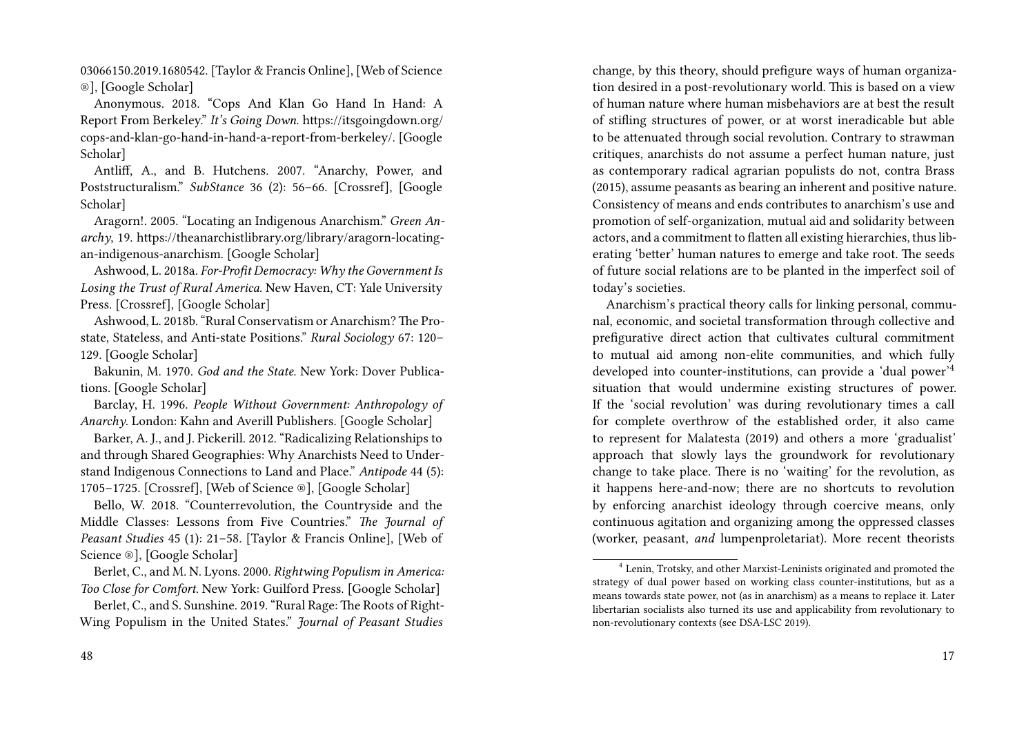03066150.2019.1680542. [Taylor & Francis Online], [Web of Science ®], [Google Scholar]

Anonymous. 2018. "Cops And Klan Go Hand In Hand: A Report From Berkeley." *It's Going Down*. https://itsgoingdown.org/cops-and-klan-go-hand-in-hand-a-report-from-berkeley/. [Google Scholar]

Antliff, A., and B. Hutchens. 2007. "Anarchy, Power, and Poststructuralism." *SubStance* 36 (2): 56–66. [Crossref], [Google Scholar]

Aragorn!. 2005. "Locating an Indigenous Anarchism." *Green Anarchy*, 19. https://theanarchistlibrary.org/library/aragorn-locating-an-indigenous-anarchism. [Google Scholar]

Ashwood, L. 2018a. *For-Profit Democracy: Why the Government Is Losing the Trust of Rural America*. New Haven, CT: Yale University Press. [Crossref], [Google Scholar]

Ashwood, L. 2018b. "Rural Conservatism or Anarchism? The Pro-state, Stateless, and Anti-state Positions." *Rural Sociology* 67: 120–129. [Google Scholar]

Bakunin, M. 1970. *God and the State*. New York: Dover Publications. [Google Scholar]

Barclay, H. 1996. *People Without Government: Anthropology of Anarchy*. London: Kahn and Averill Publishers. [Google Scholar]

Barker, A. J., and J. Pickerill. 2012. "Radicalizing Relationships to and through Shared Geographies: Why Anarchists Need to Understand Indigenous Connections to Land and Place." *Antipode* 44 (5): 1705–1725. [Crossref], [Web of Science ®], [Google Scholar]

Bello, W. 2018. "Counterrevolution, the Countryside and the Middle Classes: Lessons from Five Countries." *The Journal of Peasant Studies* 45 (1): 21–58. [Taylor & Francis Online], [Web of Science ®], [Google Scholar]

Berlet, C., and M. N. Lyons. 2000. *Rightwing Populism in America: Too Close for Comfort*. New York: Guilford Press. [Google Scholar]

Berlet, C., and S. Sunshine. 2019. "Rural Rage: The Roots of Right-Wing Populism in the United States." *Journal of Peasant Studies*

change, by this theory, should prefigure ways of human organization desired in a post-revolutionary world. This is based on a view of human nature where human misbehaviors are at best the result of stifling structures of power, or at worst ineradicable but able to be attenuated through social revolution. Contrary to strawman critiques, anarchists do not assume a perfect human nature, just as contemporary radical agrarian populists do not, contra Brass (2015), assume peasants as bearing an inherent and positive nature. Consistency of means and ends contributes to anarchism's use and promotion of self-organization, mutual aid and solidarity between actors, and a commitment to flatten all existing hierarchies, thus liberating 'better' human natures to emerge and take root. The seeds of future social relations are to be planted in the imperfect soil of today's societies.

Anarchism's practical theory calls for linking personal, communal, economic, and societal transformation through collective and prefigurative direct action that cultivates cultural commitment to mutual aid among non-elite communities, and which fully developed into counter-institutions, can provide a 'dual power'[4] situation that would undermine existing structures of power. If the 'social revolution' was during revolutionary times a call for complete overthrow of the established order, it also came to represent for Malatesta (2019) and others a more 'gradualist' approach that slowly lays the groundwork for revolutionary change to take place. There is no 'waiting' for the revolution, as it happens here-and-now; there are no shortcuts to revolution by enforcing anarchist ideology through coercive means, only continuous agitation and organizing among the oppressed classes (worker, peasant, *and* lumpenproletariat). More recent theorists

[4] Lenin, Trotsky, and other Marxist-Leninists originated and promoted the strategy of dual power based on working class counter-institutions, but as a means towards state power, not (as in anarchism) as a means to replace it. Later libertarian socialists also turned its use and applicability from revolutionary to non-revolutionary contexts (see DSA-LSC 2019).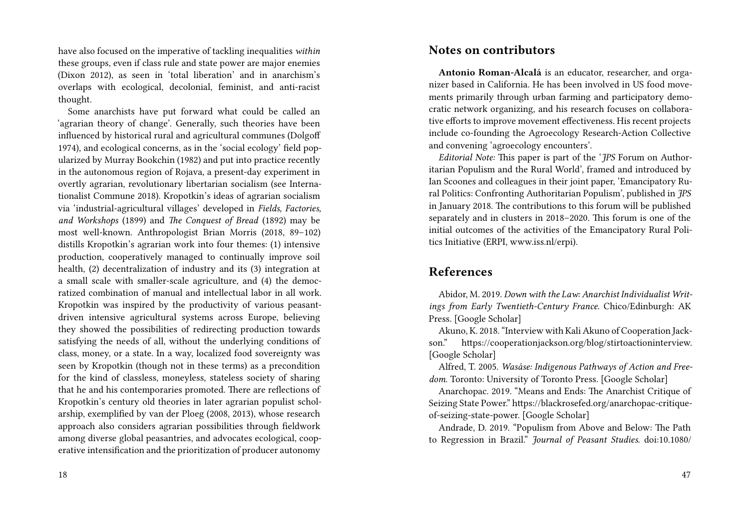have also focused on the imperative of tackling inequalities *within* these groups, even if class rule and state power are major enemies (Dixon 2012), as seen in 'total liberation' and in anarchism's overlaps with ecological, decolonial, feminist, and anti-racist thought.

Some anarchists have put forward what could be called an 'agrarian theory of change'. Generally, such theories have been influenced by historical rural and agricultural communes (Dolgoff 1974), and ecological concerns, as in the 'social ecology' field popularized by Murray Bookchin (1982) and put into practice recently in the autonomous region of Rojava, a present-day experiment in overtly agrarian, revolutionary libertarian socialism (see Internationalist Commune 2018). Kropotkin's ideas of agrarian socialism via 'industrial-agricultural villages' developed in *Fields, Factories, and Workshops* (1899) and *The Conquest of Bread* (1892) may be most well-known. Anthropologist Brian Morris (2018, 89–102) distills Kropotkin's agrarian work into four themes: (1) intensive production, cooperatively managed to continually improve soil health, (2) decentralization of industry and its (3) integration at a small scale with smaller-scale agriculture, and (4) the democratized combination of manual and intellectual labor in all work. Kropotkin was inspired by the productivity of various peasant-driven intensive agricultural systems across Europe, believing they showed the possibilities of redirecting production towards satisfying the needs of all, without the underlying conditions of class, money, or a state. In a way, localized food sovereignty was seen by Kropotkin (though not in these terms) as a precondition for the kind of classless, moneyless, stateless society of sharing that he and his contemporaries promoted. There are reflections of Kropotkin's century old theories in later agrarian populist scholarship, exemplified by van der Ploeg (2008, 2013), whose research approach also considers agrarian possibilities through fieldwork among diverse global peasantries, and advocates ecological, cooperative intensification and the prioritization of producer autonomy

## Notes on contributors

**Antonio Roman-Alcalá** is an educator, researcher, and organizer based in California. He has been involved in US food movements primarily through urban farming and participatory democratic network organizing, and his research focuses on collaborative efforts to improve movement effectiveness. His recent projects include co-founding the Agroecology Research-Action Collective and convening 'agroecology encounters'.

*Editorial Note:* This paper is part of the '*JPS* Forum on Authoritarian Populism and the Rural World', framed and introduced by Ian Scoones and colleagues in their joint paper, 'Emancipatory Rural Politics: Confronting Authoritarian Populism', published in *JPS* in January 2018. The contributions to this forum will be published separately and in clusters in 2018–2020. This forum is one of the initial outcomes of the activities of the Emancipatory Rural Politics Initiative (ERPI, www.iss.nl/erpi).

## References

Abidor, M. 2019. *Down with the Law: Anarchist Individualist Writings from Early Twentieth-Century France*. Chico/Edinburgh: AK Press. [Google Scholar]

Akuno, K. 2018. "Interview with Kali Akuno of Cooperation Jackson." https://cooperationjackson.org/blog/stirtoactioninterview. [Google Scholar]

Alfred, T. 2005. *Wasáse: Indigenous Pathways of Action and Freedom*. Toronto: University of Toronto Press. [Google Scholar]

Anarchopac. 2019. "Means and Ends: The Anarchist Critique of Seizing State Power." https://blackrosefed.org/anarchopac-critique-of-seizing-state-power. [Google Scholar]

Andrade, D. 2019. "Populism from Above and Below: The Path to Regression in Brazil." *Journal of Peasant Studies*. doi:10.1080/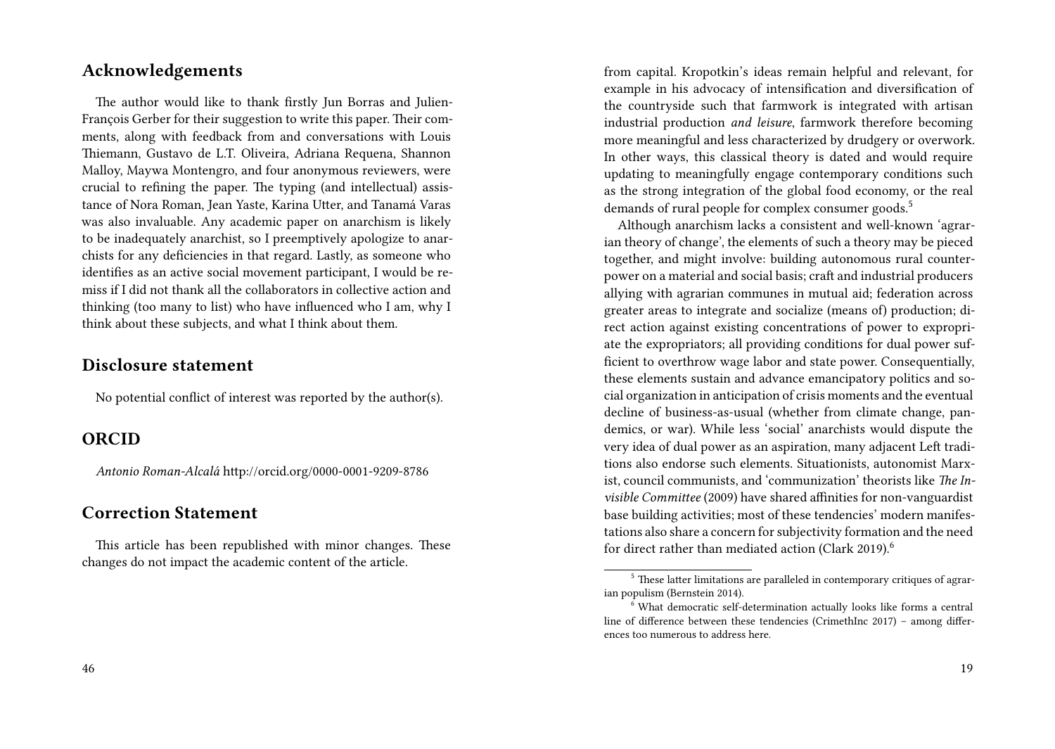## Acknowledgements

The author would like to thank firstly Jun Borras and Julien-François Gerber for their suggestion to write this paper. Their comments, along with feedback from and conversations with Louis Thiemann, Gustavo de L.T. Oliveira, Adriana Requena, Shannon Malloy, Maywa Montengro, and four anonymous reviewers, were crucial to refining the paper. The typing (and intellectual) assistance of Nora Roman, Jean Yaste, Karina Utter, and Tanamá Varas was also invaluable. Any academic paper on anarchism is likely to be inadequately anarchist, so I preemptively apologize to anarchists for any deficiencies in that regard. Lastly, as someone who identifies as an active social movement participant, I would be remiss if I did not thank all the collaborators in collective action and thinking (too many to list) who have influenced who I am, why I think about these subjects, and what I think about them.

## Disclosure statement

No potential conflict of interest was reported by the author(s).

## ORCID

*Antonio Roman-Alcalá* http://orcid.org/0000-0001-9209-8786

## Correction Statement

This article has been republished with minor changes. These changes do not impact the academic content of the article.

from capital. Kropotkin's ideas remain helpful and relevant, for example in his advocacy of intensification and diversification of the countryside such that farmwork is integrated with artisan industrial production *and leisure*, farmwork therefore becoming more meaningful and less characterized by drudgery or overwork. In other ways, this classical theory is dated and would require updating to meaningfully engage contemporary conditions such as the strong integration of the global food economy, or the real demands of rural people for complex consumer goods.[5]

Although anarchism lacks a consistent and well-known 'agrarian theory of change', the elements of such a theory may be pieced together, and might involve: building autonomous rural counterpower on a material and social basis; craft and industrial producers allying with agrarian communes in mutual aid; federation across greater areas to integrate and socialize (means of) production; direct action against existing concentrations of power to expropriate the expropriators; all providing conditions for dual power sufficient to overthrow wage labor and state power. Consequentially, these elements sustain and advance emancipatory politics and social organization in anticipation of crisis moments and the eventual decline of business-as-usual (whether from climate change, pandemics, or war). While less 'social' anarchists would dispute the very idea of dual power as an aspiration, many adjacent Left traditions also endorse such elements. Situationists, autonomist Marxist, council communists, and 'communization' theorists like *The Invisible Committee* (2009) have shared affinities for non-vanguardist base building activities; most of these tendencies' modern manifestations also share a concern for subjectivity formation and the need for direct rather than mediated action (Clark 2019).[6]

[5] These latter limitations are paralleled in contemporary critiques of agrarian populism (Bernstein 2014).

[6] What democratic self-determination actually looks like forms a central line of difference between these tendencies (CrimethInc 2017) – among differences too numerous to address here.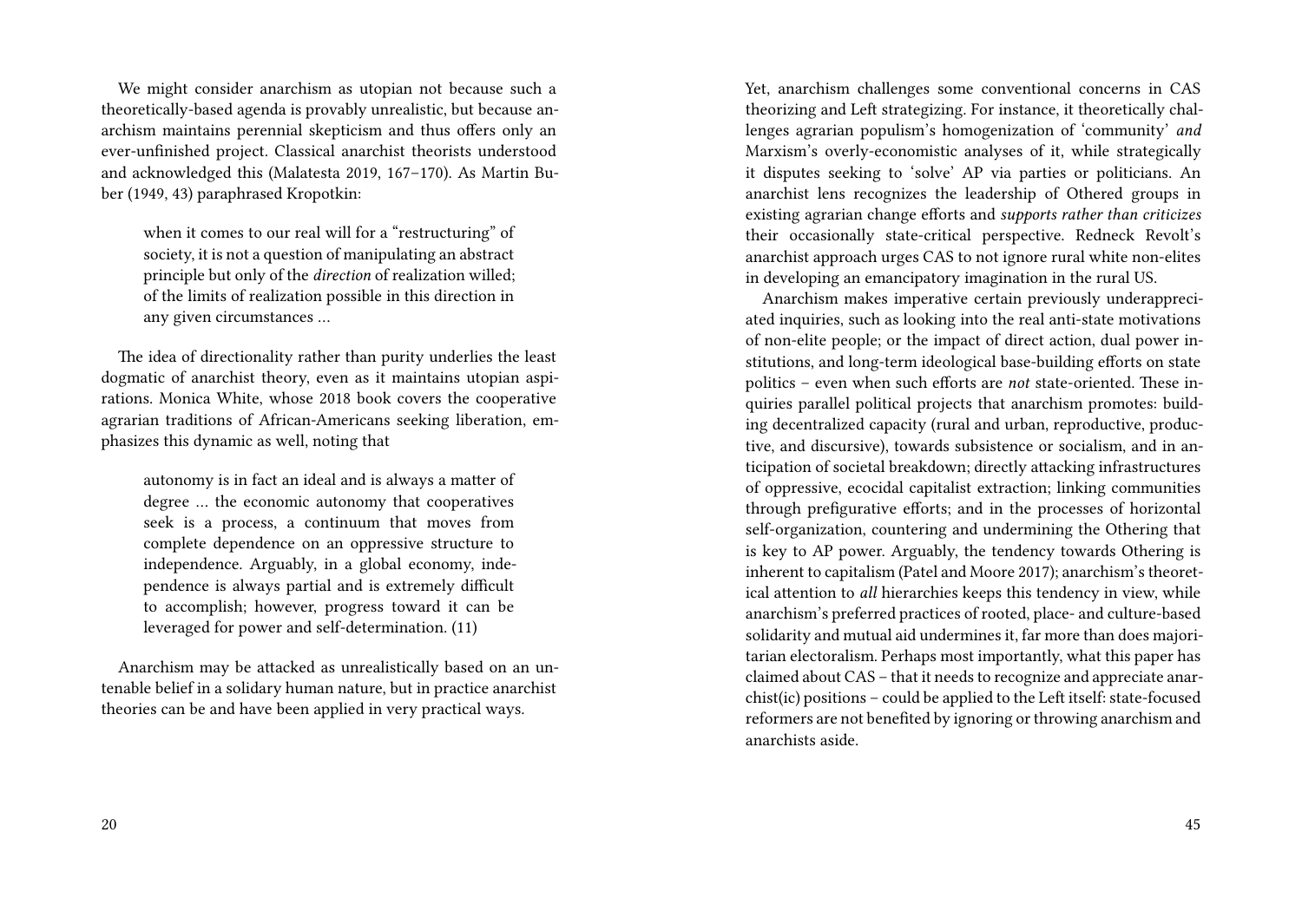We might consider anarchism as utopian not because such a theoretically-based agenda is provably unrealistic, but because anarchism maintains perennial skepticism and thus offers only an ever-unfinished project. Classical anarchist theorists understood and acknowledged this (Malatesta 2019, 167–170). As Martin Buber (1949, 43) paraphrased Kropotkin:

> when it comes to our real will for a "restructuring" of society, it is not a question of manipulating an abstract principle but only of the *direction* of realization willed; of the limits of realization possible in this direction in any given circumstances …

The idea of directionality rather than purity underlies the least dogmatic of anarchist theory, even as it maintains utopian aspirations. Monica White, whose 2018 book covers the cooperative agrarian traditions of African-Americans seeking liberation, emphasizes this dynamic as well, noting that

> autonomy is in fact an ideal and is always a matter of degree … the economic autonomy that cooperatives seek is a process, a continuum that moves from complete dependence on an oppressive structure to independence. Arguably, in a global economy, independence is always partial and is extremely difficult to accomplish; however, progress toward it can be leveraged for power and self-determination. (11)

Anarchism may be attacked as unrealistically based on an untenable belief in a solidary human nature, but in practice anarchist theories can be and have been applied in very practical ways.

Yet, anarchism challenges some conventional concerns in CAS theorizing and Left strategizing. For instance, it theoretically challenges agrarian populism's homogenization of 'community' *and* Marxism's overly-economistic analyses of it, while strategically it disputes seeking to 'solve' AP via parties or politicians. An anarchist lens recognizes the leadership of Othered groups in existing agrarian change efforts and *supports rather than criticizes* their occasionally state-critical perspective. Redneck Revolt's anarchist approach urges CAS to not ignore rural white non-elites in developing an emancipatory imagination in the rural US.

Anarchism makes imperative certain previously underappreciated inquiries, such as looking into the real anti-state motivations of non-elite people; or the impact of direct action, dual power institutions, and long-term ideological base-building efforts on state politics – even when such efforts are *not* state-oriented. These inquiries parallel political projects that anarchism promotes: building decentralized capacity (rural and urban, reproductive, productive, and discursive), towards subsistence or socialism, and in anticipation of societal breakdown; directly attacking infrastructures of oppressive, ecocidal capitalist extraction; linking communities through prefigurative efforts; and in the processes of horizontal self-organization, countering and undermining the Othering that is key to AP power. Arguably, the tendency towards Othering is inherent to capitalism (Patel and Moore 2017); anarchism's theoretical attention to *all* hierarchies keeps this tendency in view, while anarchism's preferred practices of rooted, place- and culture-based solidarity and mutual aid undermines it, far more than does majoritarian electoralism. Perhaps most importantly, what this paper has claimed about CAS – that it needs to recognize and appreciate anarchist(ic) positions – could be applied to the Left itself: state-focused reformers are not benefited by ignoring or throwing anarchism and anarchists aside.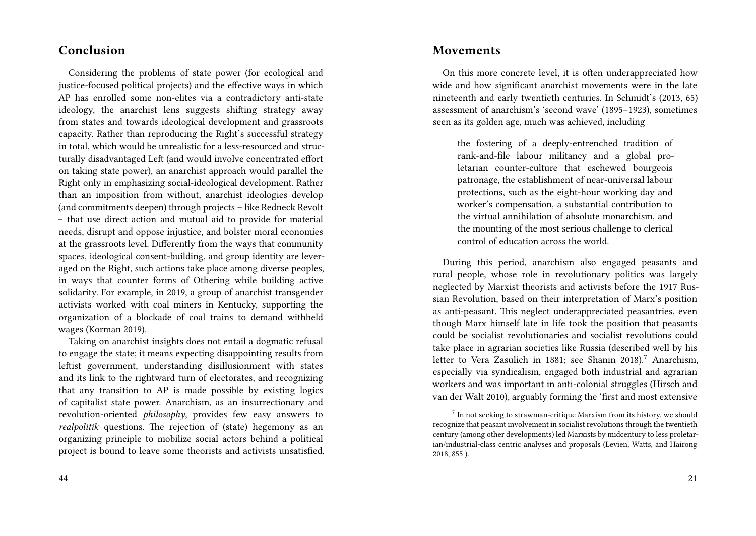## Conclusion

Considering the problems of state power (for ecological and justice-focused political projects) and the effective ways in which AP has enrolled some non-elites via a contradictory anti-state ideology, the anarchist lens suggests shifting strategy away from states and towards ideological development and grassroots capacity. Rather than reproducing the Right's successful strategy in total, which would be unrealistic for a less-resourced and structurally disadvantaged Left (and would involve concentrated effort on taking state power), an anarchist approach would parallel the Right only in emphasizing social-ideological development. Rather than an imposition from without, anarchist ideologies develop (and commitments deepen) through projects – like Redneck Revolt – that use direct action and mutual aid to provide for material needs, disrupt and oppose injustice, and bolster moral economies at the grassroots level. Differently from the ways that community spaces, ideological consent-building, and group identity are leveraged on the Right, such actions take place among diverse peoples, in ways that counter forms of Othering while building active solidarity. For example, in 2019, a group of anarchist transgender activists worked with coal miners in Kentucky, supporting the organization of a blockade of coal trains to demand withheld wages (Korman 2019).

Taking on anarchist insights does not entail a dogmatic refusal to engage the state; it means expecting disappointing results from leftist government, understanding disillusionment with states and its link to the rightward turn of electorates, and recognizing that any transition to AP is made possible by existing logics of capitalist state power. Anarchism, as an insurrectionary and revolution-oriented *philosophy*, provides few easy answers to *realpolitik* questions. The rejection of (state) hegemony as an organizing principle to mobilize social actors behind a political project is bound to leave some theorists and activists unsatisfied.

## Movements

On this more concrete level, it is often underappreciated how wide and how significant anarchist movements were in the late nineteenth and early twentieth centuries. In Schmidt's (2013, 65) assessment of anarchism's 'second wave' (1895–1923), sometimes seen as its golden age, much was achieved, including

> the fostering of a deeply-entrenched tradition of rank-and-file labour militancy and a global proletarian counter-culture that eschewed bourgeois patronage, the establishment of near-universal labour protections, such as the eight-hour working day and worker's compensation, a substantial contribution to the virtual annihilation of absolute monarchism, and the mounting of the most serious challenge to clerical control of education across the world.

During this period, anarchism also engaged peasants and rural people, whose role in revolutionary politics was largely neglected by Marxist theorists and activists before the 1917 Russian Revolution, based on their interpretation of Marx's position as anti-peasant. This neglect underappreciated peasantries, even though Marx himself late in life took the position that peasants could be socialist revolutionaries and socialist revolutions could take place in agrarian societies like Russia (described well by his letter to Vera Zasulich in 1881; see Shanin 2018).[7] Anarchism, especially via syndicalism, engaged both industrial and agrarian workers and was important in anti-colonial struggles (Hirsch and van der Walt 2010), arguably forming the 'first and most extensive

[7] In not seeking to strawman-critique Marxism from its history, we should recognize that peasant involvement in socialist revolutions through the twentieth century (among other developments) led Marxists by midcentury to less proletarian/industrial-class centric analyses and proposals (Levien, Watts, and Hairong 2018, 855 ).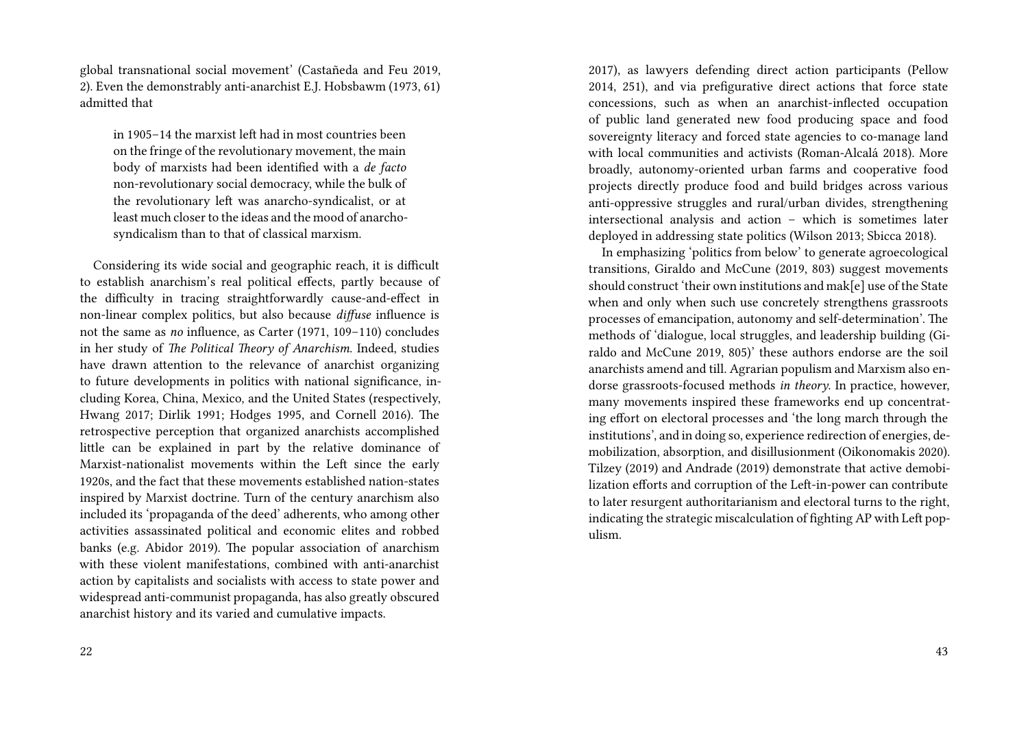global transnational social movement' (Castañeda and Feu 2019, 2). Even the demonstrably anti-anarchist E.J. Hobsbawm (1973, 61) admitted that

> in 1905–14 the marxist left had in most countries been on the fringe of the revolutionary movement, the main body of marxists had been identified with a *de facto* non-revolutionary social democracy, while the bulk of the revolutionary left was anarcho-syndicalist, or at least much closer to the ideas and the mood of anarcho-syndicalism than to that of classical marxism.

Considering its wide social and geographic reach, it is difficult to establish anarchism's real political effects, partly because of the difficulty in tracing straightforwardly cause-and-effect in non-linear complex politics, but also because *diffuse* influence is not the same as *no* influence, as Carter (1971, 109–110) concludes in her study of *The Political Theory of Anarchism*. Indeed, studies have drawn attention to the relevance of anarchist organizing to future developments in politics with national significance, including Korea, China, Mexico, and the United States (respectively, Hwang 2017; Dirlik 1991; Hodges 1995, and Cornell 2016). The retrospective perception that organized anarchists accomplished little can be explained in part by the relative dominance of Marxist-nationalist movements within the Left since the early 1920s, and the fact that these movements established nation-states inspired by Marxist doctrine. Turn of the century anarchism also included its 'propaganda of the deed' adherents, who among other activities assassinated political and economic elites and robbed banks (e.g. Abidor 2019). The popular association of anarchism with these violent manifestations, combined with anti-anarchist action by capitalists and socialists with access to state power and widespread anti-communist propaganda, has also greatly obscured anarchist history and its varied and cumulative impacts.

2017), as lawyers defending direct action participants (Pellow 2014, 251), and via prefigurative direct actions that force state concessions, such as when an anarchist-inflected occupation of public land generated new food producing space and food sovereignty literacy and forced state agencies to co-manage land with local communities and activists (Roman-Alcalá 2018). More broadly, autonomy-oriented urban farms and cooperative food projects directly produce food and build bridges across various anti-oppressive struggles and rural/urban divides, strengthening intersectional analysis and action – which is sometimes later deployed in addressing state politics (Wilson 2013; Sbicca 2018).

In emphasizing 'politics from below' to generate agroecological transitions, Giraldo and McCune (2019, 803) suggest movements should construct 'their own institutions and mak[e] use of the State when and only when such use concretely strengthens grassroots processes of emancipation, autonomy and self-determination'. The methods of 'dialogue, local struggles, and leadership building (Giraldo and McCune 2019, 805)' these authors endorse are the soil anarchists amend and till. Agrarian populism and Marxism also endorse grassroots-focused methods *in theory*. In practice, however, many movements inspired these frameworks end up concentrating effort on electoral processes and 'the long march through the institutions', and in doing so, experience redirection of energies, demobilization, absorption, and disillusionment (Oikonomakis 2020). Tilzey (2019) and Andrade (2019) demonstrate that active demobilization efforts and corruption of the Left-in-power can contribute to later resurgent authoritarianism and electoral turns to the right, indicating the strategic miscalculation of fighting AP with Left populism.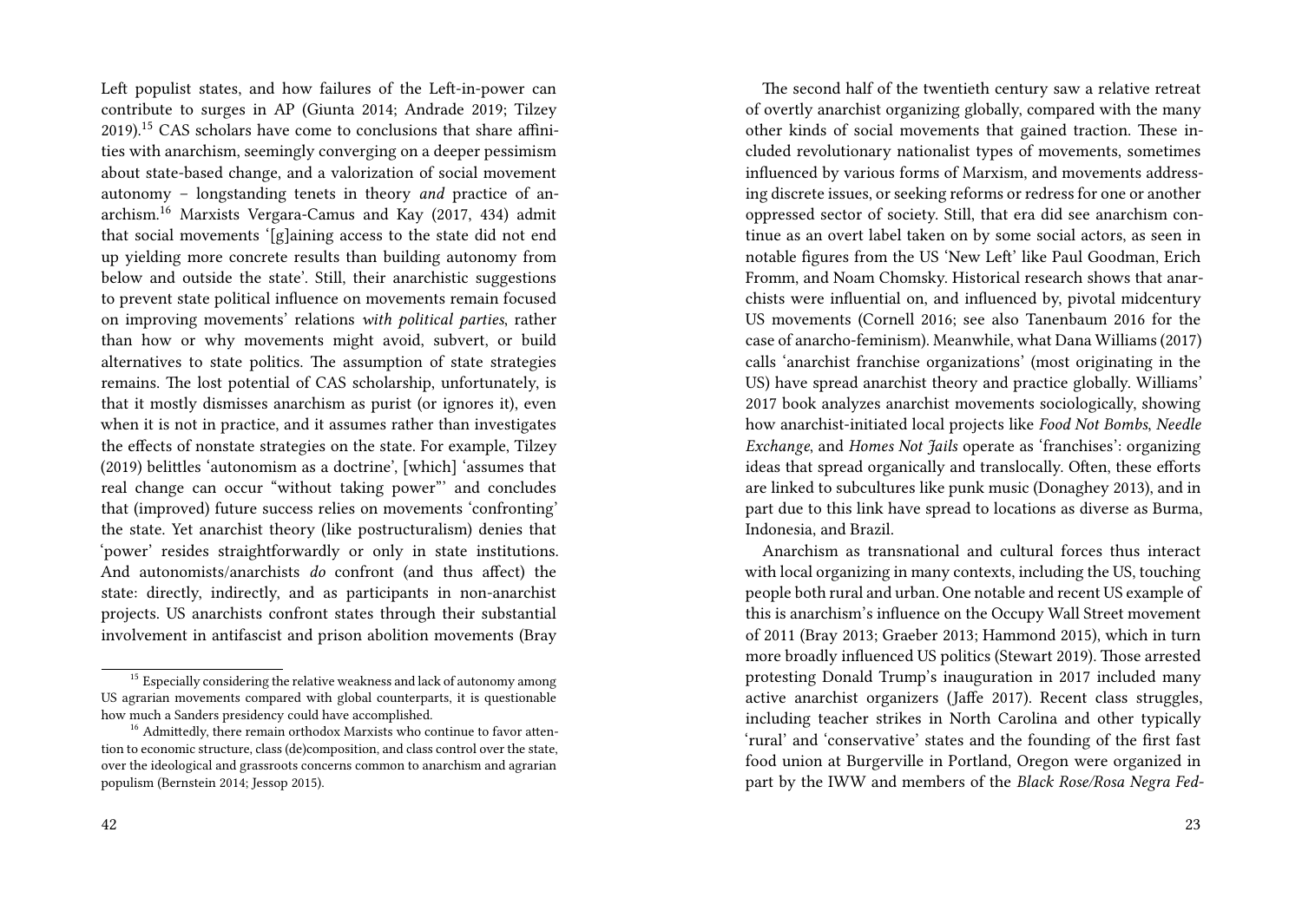Left populist states, and how failures of the Left-in-power can contribute to surges in AP (Giunta 2014; Andrade 2019; Tilzey 2019).[15] CAS scholars have come to conclusions that share affinities with anarchism, seemingly converging on a deeper pessimism about state-based change, and a valorization of social movement autonomy – longstanding tenets in theory *and* practice of anarchism.[16] Marxists Vergara-Camus and Kay (2017, 434) admit that social movements '[g]aining access to the state did not end up yielding more concrete results than building autonomy from below and outside the state'. Still, their anarchistic suggestions to prevent state political influence on movements remain focused on improving movements' relations *with political parties*, rather than how or why movements might avoid, subvert, or build alternatives to state politics. The assumption of state strategies remains. The lost potential of CAS scholarship, unfortunately, is that it mostly dismisses anarchism as purist (or ignores it), even when it is not in practice, and it assumes rather than investigates the effects of nonstate strategies on the state. For example, Tilzey (2019) belittles 'autonomism as a doctrine', [which] 'assumes that real change can occur "without taking power"' and concludes that (improved) future success relies on movements 'confronting' the state. Yet anarchist theory (like postructuralism) denies that 'power' resides straightforwardly or only in state institutions. And autonomists/anarchists *do* confront (and thus affect) the state: directly, indirectly, and as participants in non-anarchist projects. US anarchists confront states through their substantial involvement in antifascist and prison abolition movements (Bray

[15] Especially considering the relative weakness and lack of autonomy among US agrarian movements compared with global counterparts, it is questionable how much a Sanders presidency could have accomplished.

[16] Admittedly, there remain orthodox Marxists who continue to favor attention to economic structure, class (de)composition, and class control over the state, over the ideological and grassroots concerns common to anarchism and agrarian populism (Bernstein 2014; Jessop 2015).

The second half of the twentieth century saw a relative retreat of overtly anarchist organizing globally, compared with the many other kinds of social movements that gained traction. These included revolutionary nationalist types of movements, sometimes influenced by various forms of Marxism, and movements addressing discrete issues, or seeking reforms or redress for one or another oppressed sector of society. Still, that era did see anarchism continue as an overt label taken on by some social actors, as seen in notable figures from the US 'New Left' like Paul Goodman, Erich Fromm, and Noam Chomsky. Historical research shows that anarchists were influential on, and influenced by, pivotal midcentury US movements (Cornell 2016; see also Tanenbaum 2016 for the case of anarcho-feminism). Meanwhile, what Dana Williams (2017) calls 'anarchist franchise organizations' (most originating in the US) have spread anarchist theory and practice globally. Williams' 2017 book analyzes anarchist movements sociologically, showing how anarchist-initiated local projects like *Food Not Bombs*, *Needle Exchange*, and *Homes Not Jails* operate as 'franchises': organizing ideas that spread organically and translocally. Often, these efforts are linked to subcultures like punk music (Donaghey 2013), and in part due to this link have spread to locations as diverse as Burma, Indonesia, and Brazil.

Anarchism as transnational and cultural forces thus interact with local organizing in many contexts, including the US, touching people both rural and urban. One notable and recent US example of this is anarchism's influence on the Occupy Wall Street movement of 2011 (Bray 2013; Graeber 2013; Hammond 2015), which in turn more broadly influenced US politics (Stewart 2019). Those arrested protesting Donald Trump's inauguration in 2017 included many active anarchist organizers (Jaffe 2017). Recent class struggles, including teacher strikes in North Carolina and other typically 'rural' and 'conservative' states and the founding of the first fast food union at Burgerville in Portland, Oregon were organized in part by the IWW and members of the *Black Rose/Rosa Negra Fed-*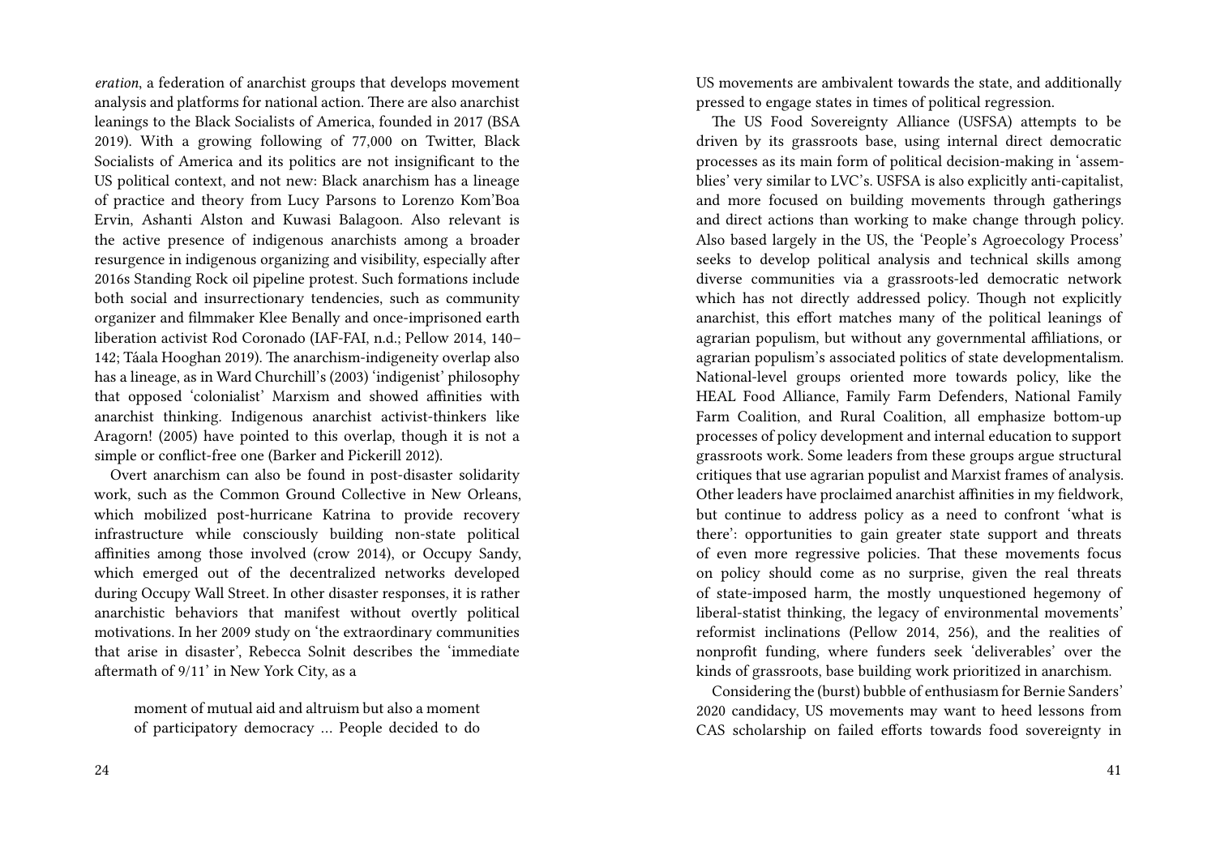*eration*, a federation of anarchist groups that develops movement analysis and platforms for national action. There are also anarchist leanings to the Black Socialists of America, founded in 2017 (BSA 2019). With a growing following of 77,000 on Twitter, Black Socialists of America and its politics are not insignificant to the US political context, and not new: Black anarchism has a lineage of practice and theory from Lucy Parsons to Lorenzo Kom'Boa Ervin, Ashanti Alston and Kuwasi Balagoon. Also relevant is the active presence of indigenous anarchists among a broader resurgence in indigenous organizing and visibility, especially after 2016s Standing Rock oil pipeline protest. Such formations include both social and insurrectionary tendencies, such as community organizer and filmmaker Klee Benally and once-imprisoned earth liberation activist Rod Coronado (IAF-FAI, n.d.; Pellow 2014, 140–142; Táala Hooghan 2019). The anarchism-indigeneity overlap also has a lineage, as in Ward Churchill's (2003) 'indigenist' philosophy that opposed 'colonialist' Marxism and showed affinities with anarchist thinking. Indigenous anarchist activist-thinkers like Aragorn! (2005) have pointed to this overlap, though it is not a simple or conflict-free one (Barker and Pickerill 2012).

Overt anarchism can also be found in post-disaster solidarity work, such as the Common Ground Collective in New Orleans, which mobilized post-hurricane Katrina to provide recovery infrastructure while consciously building non-state political affinities among those involved (crow 2014), or Occupy Sandy, which emerged out of the decentralized networks developed during Occupy Wall Street. In other disaster responses, it is rather anarchistic behaviors that manifest without overtly political motivations. In her 2009 study on 'the extraordinary communities that arise in disaster', Rebecca Solnit describes the 'immediate aftermath of 9/11' in New York City, as a

> moment of mutual aid and altruism but also a moment of participatory democracy … People decided to do

US movements are ambivalent towards the state, and additionally pressed to engage states in times of political regression.

The US Food Sovereignty Alliance (USFSA) attempts to be driven by its grassroots base, using internal direct democratic processes as its main form of political decision-making in 'assemblies' very similar to LVC's. USFSA is also explicitly anti-capitalist, and more focused on building movements through gatherings and direct actions than working to make change through policy. Also based largely in the US, the 'People's Agroecology Process' seeks to develop political analysis and technical skills among diverse communities via a grassroots-led democratic network which has not directly addressed policy. Though not explicitly anarchist, this effort matches many of the political leanings of agrarian populism, but without any governmental affiliations, or agrarian populism's associated politics of state developmentalism. National-level groups oriented more towards policy, like the HEAL Food Alliance, Family Farm Defenders, National Family Farm Coalition, and Rural Coalition, all emphasize bottom-up processes of policy development and internal education to support grassroots work. Some leaders from these groups argue structural critiques that use agrarian populist and Marxist frames of analysis. Other leaders have proclaimed anarchist affinities in my fieldwork, but continue to address policy as a need to confront 'what is there': opportunities to gain greater state support and threats of even more regressive policies. That these movements focus on policy should come as no surprise, given the real threats of state-imposed harm, the mostly unquestioned hegemony of liberal-statist thinking, the legacy of environmental movements' reformist inclinations (Pellow 2014, 256), and the realities of nonprofit funding, where funders seek 'deliverables' over the kinds of grassroots, base building work prioritized in anarchism.

Considering the (burst) bubble of enthusiasm for Bernie Sanders' 2020 candidacy, US movements may want to heed lessons from CAS scholarship on failed efforts towards food sovereignty in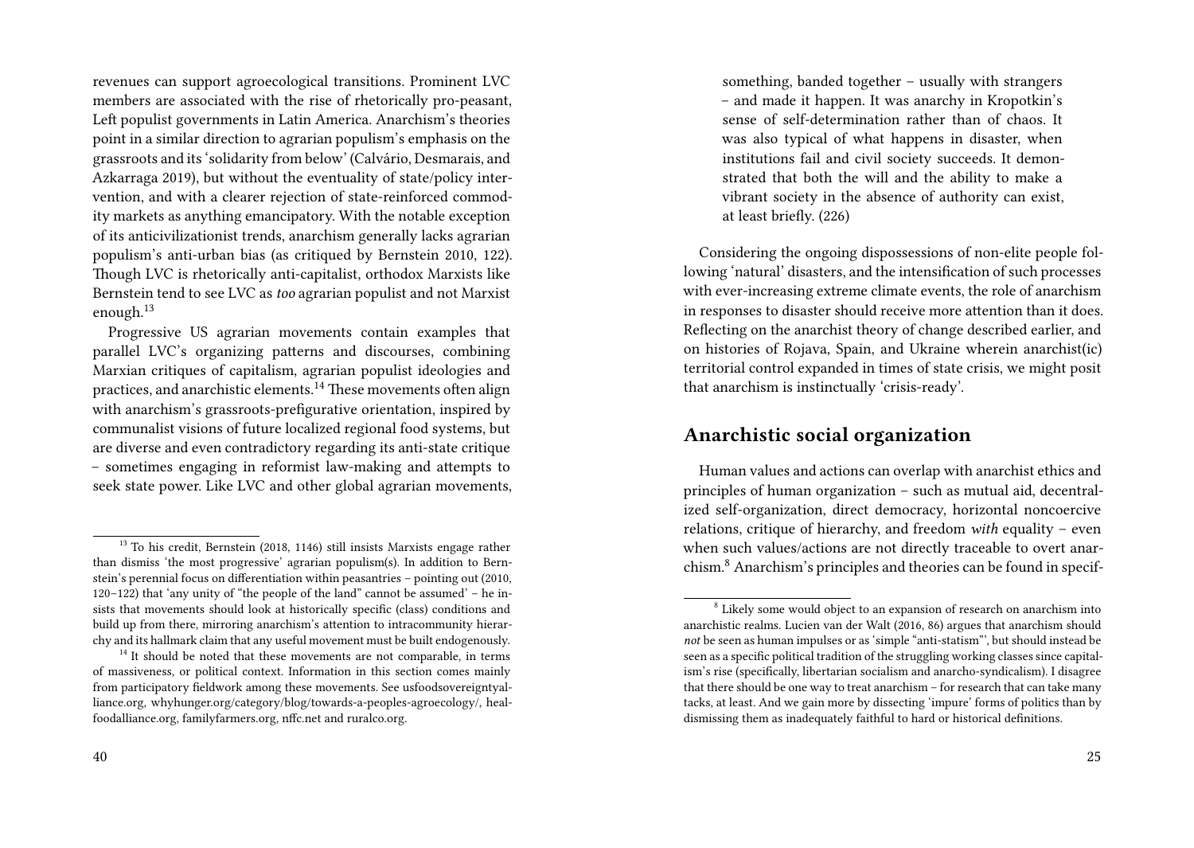revenues can support agroecological transitions. Prominent LVC members are associated with the rise of rhetorically pro-peasant, Left populist governments in Latin America. Anarchism's theories point in a similar direction to agrarian populism's emphasis on the grassroots and its 'solidarity from below' (Calvário, Desmarais, and Azkarraga 2019), but without the eventuality of state/policy intervention, and with a clearer rejection of state-reinforced commodity markets as anything emancipatory. With the notable exception of its anticivilizationist trends, anarchism generally lacks agrarian populism's anti-urban bias (as critiqued by Bernstein 2010, 122). Though LVC is rhetorically anti-capitalist, orthodox Marxists like Bernstein tend to see LVC as *too* agrarian populist and not Marxist enough.[13]

Progressive US agrarian movements contain examples that parallel LVC's organizing patterns and discourses, combining Marxian critiques of capitalism, agrarian populist ideologies and practices, and anarchistic elements.[14] These movements often align with anarchism's grassroots-prefigurative orientation, inspired by communalist visions of future localized regional food systems, but are diverse and even contradictory regarding its anti-state critique – sometimes engaging in reformist law-making and attempts to seek state power. Like LVC and other global agrarian movements,

[13] To his credit, Bernstein (2018, 1146) still insists Marxists engage rather than dismiss 'the most progressive' agrarian populism(s). In addition to Bernstein's perennial focus on differentiation within peasantries – pointing out (2010, 120–122) that 'any unity of "the people of the land" cannot be assumed' – he insists that movements should look at historically specific (class) conditions and build up from there, mirroring anarchism's attention to intracommunity hierarchy and its hallmark claim that any useful movement must be built endogenously.

[14] It should be noted that these movements are not comparable, in terms of massiveness, or political context. Information in this section comes mainly from participatory fieldwork among these movements. See usfoodsovereigntyalliance.org, whyhunger.org/category/blog/towards-a-peoples-agroecology/, healfoodalliance.org, familyfarmers.org, nffc.net and ruralco.org.

> something, banded together – usually with strangers – and made it happen. It was anarchy in Kropotkin's sense of self-determination rather than of chaos. It was also typical of what happens in disaster, when institutions fail and civil society succeeds. It demonstrated that both the will and the ability to make a vibrant society in the absence of authority can exist, at least briefly. (226)

Considering the ongoing dispossessions of non-elite people following 'natural' disasters, and the intensification of such processes with ever-increasing extreme climate events, the role of anarchism in responses to disaster should receive more attention than it does. Reflecting on the anarchist theory of change described earlier, and on histories of Rojava, Spain, and Ukraine wherein anarchist(ic) territorial control expanded in times of state crisis, we might posit that anarchism is instinctually 'crisis-ready'.

## Anarchistic social organization

Human values and actions can overlap with anarchist ethics and principles of human organization – such as mutual aid, decentralized self-organization, direct democracy, horizontal noncoercive relations, critique of hierarchy, and freedom *with* equality – even when such values/actions are not directly traceable to overt anarchism.[8] Anarchism's principles and theories can be found in specif-

[8] Likely some would object to an expansion of research on anarchism into anarchistic realms. Lucien van der Walt (2016, 86) argues that anarchism should *not* be seen as human impulses or as 'simple "anti-statism"', but should instead be seen as a specific political tradition of the struggling working classes since capitalism's rise (specifically, libertarian socialism and anarcho-syndicalism). I disagree that there should be one way to treat anarchism – for research that can take many tacks, at least. And we gain more by dissecting 'impure' forms of politics than by dismissing them as inadequately faithful to hard or historical definitions.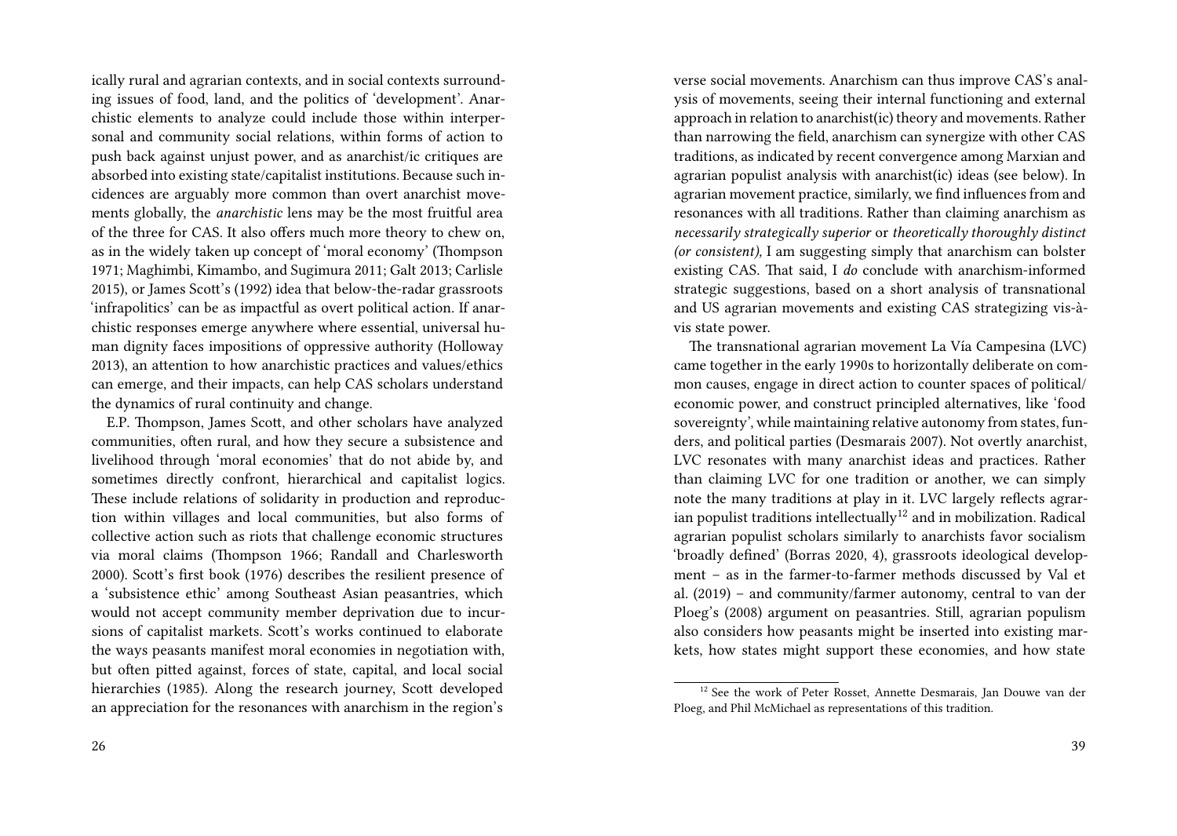ically rural and agrarian contexts, and in social contexts surrounding issues of food, land, and the politics of 'development'. Anarchistic elements to analyze could include those within interpersonal and community social relations, within forms of action to push back against unjust power, and as anarchist/ic critiques are absorbed into existing state/capitalist institutions. Because such incidences are arguably more common than overt anarchist movements globally, the *anarchistic* lens may be the most fruitful area of the three for CAS. It also offers much more theory to chew on, as in the widely taken up concept of 'moral economy' (Thompson 1971; Maghimbi, Kimambo, and Sugimura 2011; Galt 2013; Carlisle 2015), or James Scott's (1992) idea that below-the-radar grassroots 'infrapolitics' can be as impactful as overt political action. If anarchistic responses emerge anywhere where essential, universal human dignity faces impositions of oppressive authority (Holloway 2013), an attention to how anarchistic practices and values/ethics can emerge, and their impacts, can help CAS scholars understand the dynamics of rural continuity and change.

E.P. Thompson, James Scott, and other scholars have analyzed communities, often rural, and how they secure a subsistence and livelihood through 'moral economies' that do not abide by, and sometimes directly confront, hierarchical and capitalist logics. These include relations of solidarity in production and reproduction within villages and local communities, but also forms of collective action such as riots that challenge economic structures via moral claims (Thompson 1966; Randall and Charlesworth 2000). Scott's first book (1976) describes the resilient presence of a 'subsistence ethic' among Southeast Asian peasantries, which would not accept community member deprivation due to incursions of capitalist markets. Scott's works continued to elaborate the ways peasants manifest moral economies in negotiation with, but often pitted against, forces of state, capital, and local social hierarchies (1985). Along the research journey, Scott developed an appreciation for the resonances with anarchism in the region's

verse social movements. Anarchism can thus improve CAS's analysis of movements, seeing their internal functioning and external approach in relation to anarchist(ic) theory and movements. Rather than narrowing the field, anarchism can synergize with other CAS traditions, as indicated by recent convergence among Marxian and agrarian populist analysis with anarchist(ic) ideas (see below). In agrarian movement practice, similarly, we find influences from and resonances with all traditions. Rather than claiming anarchism as *necessarily strategically superior* or *theoretically thoroughly distinct (or consistent),* I am suggesting simply that anarchism can bolster existing CAS. That said, I *do* conclude with anarchism-informed strategic suggestions, based on a short analysis of transnational and US agrarian movements and existing CAS strategizing vis-à-vis state power.

The transnational agrarian movement La Vía Campesina (LVC) came together in the early 1990s to horizontally deliberate on common causes, engage in direct action to counter spaces of political/economic power, and construct principled alternatives, like 'food sovereignty', while maintaining relative autonomy from states, funders, and political parties (Desmarais 2007). Not overtly anarchist, LVC resonates with many anarchist ideas and practices. Rather than claiming LVC for one tradition or another, we can simply note the many traditions at play in it. LVC largely reflects agrarian populist traditions intellectually[12] and in mobilization. Radical agrarian populist scholars similarly to anarchists favor socialism 'broadly defined' (Borras 2020, 4), grassroots ideological development – as in the farmer-to-farmer methods discussed by Val et al. (2019) – and community/farmer autonomy, central to van der Ploeg's (2008) argument on peasantries. Still, agrarian populism also considers how peasants might be inserted into existing markets, how states might support these economies, and how state

[12] See the work of Peter Rosset, Annette Desmarais, Jan Douwe van der Ploeg, and Phil McMichael as representations of this tradition.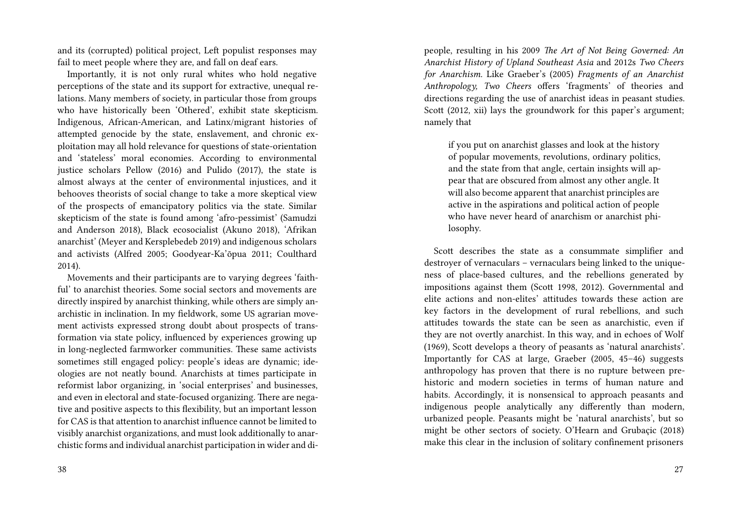and its (corrupted) political project, Left populist responses may fail to meet people where they are, and fall on deaf ears.

Importantly, it is not only rural whites who hold negative perceptions of the state and its support for extractive, unequal relations. Many members of society, in particular those from groups who have historically been 'Othered', exhibit state skepticism. Indigenous, African-American, and Latinx/migrant histories of attempted genocide by the state, enslavement, and chronic exploitation may all hold relevance for questions of state-orientation and 'stateless' moral economies. According to environmental justice scholars Pellow (2016) and Pulido (2017), the state is almost always at the center of environmental injustices, and it behooves theorists of social change to take a more skeptical view of the prospects of emancipatory politics via the state. Similar skepticism of the state is found among 'afro-pessimist' (Samudzi and Anderson 2018), Black ecosocialist (Akuno 2018), 'Afrikan anarchist' (Meyer and Kersplebedeb 2019) and indigenous scholars and activists (Alfred 2005; Goodyear-Ka'ōpua 2011; Coulthard 2014).

Movements and their participants are to varying degrees 'faithful' to anarchist theories. Some social sectors and movements are directly inspired by anarchist thinking, while others are simply anarchistic in inclination. In my fieldwork, some US agrarian movement activists expressed strong doubt about prospects of transformation via state policy, influenced by experiences growing up in long-neglected farmworker communities. These same activists sometimes still engaged policy: people's ideas are dynamic; ideologies are not neatly bound. Anarchists at times participate in reformist labor organizing, in 'social enterprises' and businesses, and even in electoral and state-focused organizing. There are negative and positive aspects to this flexibility, but an important lesson for CAS is that attention to anarchist influence cannot be limited to visibly anarchist organizations, and must look additionally to anarchistic forms and individual anarchist participation in wider and di-

people, resulting in his 2009 *The Art of Not Being Governed: An Anarchist History of Upland Southeast Asia* and 2012s *Two Cheers for Anarchism.* Like Graeber's (2005) *Fragments of an Anarchist Anthropology, Two Cheers* offers 'fragments' of theories and directions regarding the use of anarchist ideas in peasant studies. Scott (2012, xii) lays the groundwork for this paper's argument; namely that

> if you put on anarchist glasses and look at the history of popular movements, revolutions, ordinary politics, and the state from that angle, certain insights will appear that are obscured from almost any other angle. It will also become apparent that anarchist principles are active in the aspirations and political action of people who have never heard of anarchism or anarchist philosophy.

Scott describes the state as a consummate simplifier and destroyer of vernaculars – vernaculars being linked to the uniqueness of place-based cultures, and the rebellions generated by impositions against them (Scott 1998, 2012). Governmental and elite actions and non-elites' attitudes towards these action are key factors in the development of rural rebellions, and such attitudes towards the state can be seen as anarchistic, even if they are not overtly anarchist. In this way, and in echoes of Wolf (1969), Scott develops a theory of peasants as 'natural anarchists'. Importantly for CAS at large, Graeber (2005, 45–46) suggests anthropology has proven that there is no rupture between prehistoric and modern societies in terms of human nature and habits. Accordingly, it is nonsensical to approach peasants and indigenous people analytically any differently than modern, urbanized people. Peasants might be 'natural anarchists', but so might be other sectors of society. O'Hearn and Grubaçic (2018) make this clear in the inclusion of solitary confinement prisoners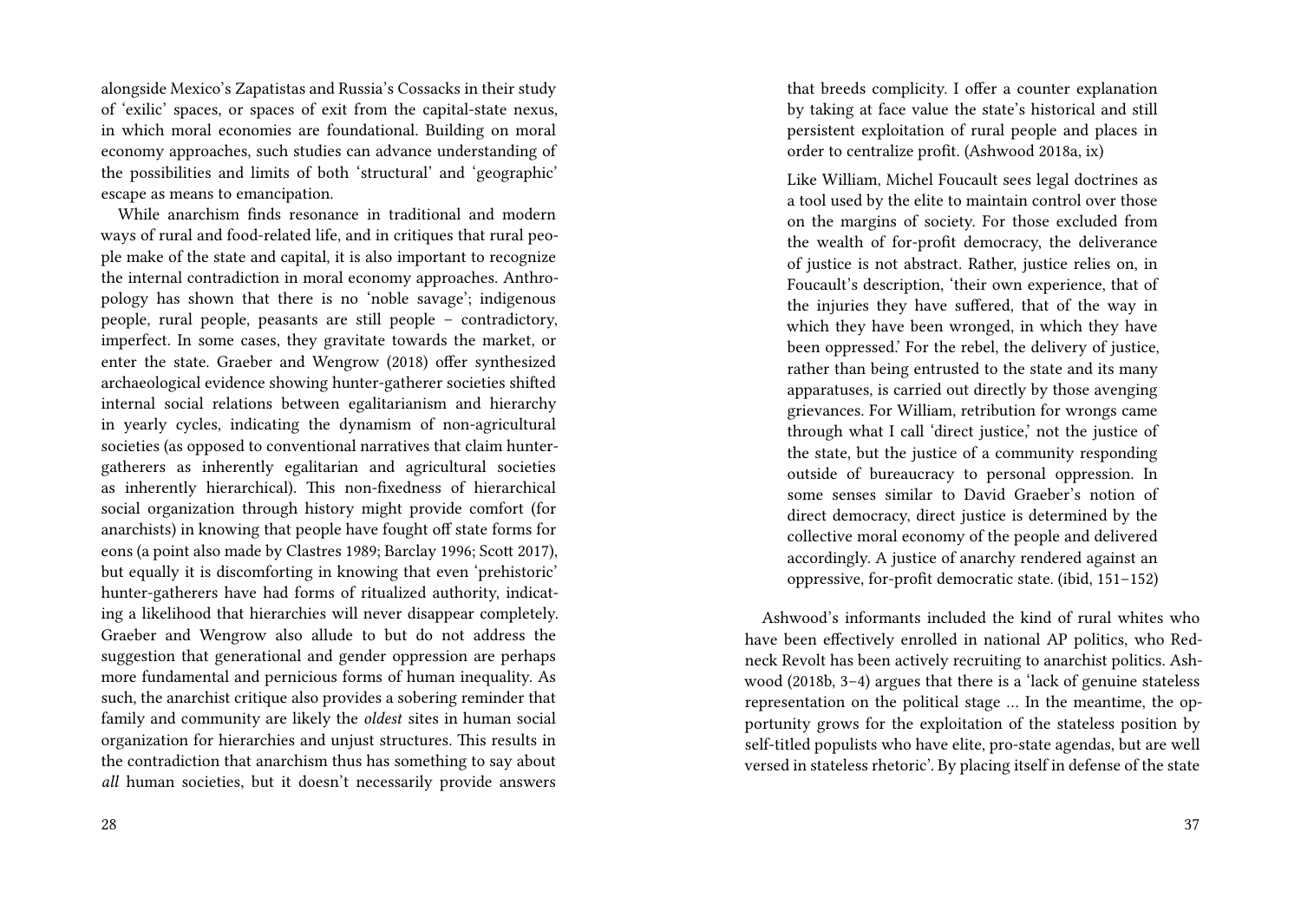alongside Mexico's Zapatistas and Russia's Cossacks in their study of 'exilic' spaces, or spaces of exit from the capital-state nexus, in which moral economies are foundational. Building on moral economy approaches, such studies can advance understanding of the possibilities and limits of both 'structural' and 'geographic' escape as means to emancipation.

While anarchism finds resonance in traditional and modern ways of rural and food-related life, and in critiques that rural people make of the state and capital, it is also important to recognize the internal contradiction in moral economy approaches. Anthropology has shown that there is no 'noble savage'; indigenous people, rural people, peasants are still people – contradictory, imperfect. In some cases, they gravitate towards the market, or enter the state. Graeber and Wengrow (2018) offer synthesized archaeological evidence showing hunter-gatherer societies shifted internal social relations between egalitarianism and hierarchy in yearly cycles, indicating the dynamism of non-agricultural societies (as opposed to conventional narratives that claim hunter-gatherers as inherently egalitarian and agricultural societies as inherently hierarchical). This non-fixedness of hierarchical social organization through history might provide comfort (for anarchists) in knowing that people have fought off state forms for eons (a point also made by Clastres 1989; Barclay 1996; Scott 2017), but equally it is discomforting in knowing that even 'prehistoric' hunter-gatherers have had forms of ritualized authority, indicating a likelihood that hierarchies will never disappear completely. Graeber and Wengrow also allude to but do not address the suggestion that generational and gender oppression are perhaps more fundamental and pernicious forms of human inequality. As such, the anarchist critique also provides a sobering reminder that family and community are likely the *oldest* sites in human social organization for hierarchies and unjust structures. This results in the contradiction that anarchism thus has something to say about *all* human societies, but it doesn't necessarily provide answers

> that breeds complicity. I offer a counter explanation by taking at face value the state's historical and still persistent exploitation of rural people and places in order to centralize profit. (Ashwood 2018a, ix)
>
> Like William, Michel Foucault sees legal doctrines as a tool used by the elite to maintain control over those on the margins of society. For those excluded from the wealth of for-profit democracy, the deliverance of justice is not abstract. Rather, justice relies on, in Foucault's description, 'their own experience, that of the injuries they have suffered, that of the way in which they have been wronged, in which they have been oppressed.' For the rebel, the delivery of justice, rather than being entrusted to the state and its many apparatuses, is carried out directly by those avenging grievances. For William, retribution for wrongs came through what I call 'direct justice,' not the justice of the state, but the justice of a community responding outside of bureaucracy to personal oppression. In some senses similar to David Graeber's notion of direct democracy, direct justice is determined by the collective moral economy of the people and delivered accordingly. A justice of anarchy rendered against an oppressive, for-profit democratic state. (ibid, 151–152)

Ashwood's informants included the kind of rural whites who have been effectively enrolled in national AP politics, who Redneck Revolt has been actively recruiting to anarchist politics. Ashwood (2018b, 3–4) argues that there is a 'lack of genuine stateless representation on the political stage … In the meantime, the opportunity grows for the exploitation of the stateless position by self-titled populists who have elite, pro-state agendas, but are well versed in stateless rhetoric'. By placing itself in defense of the state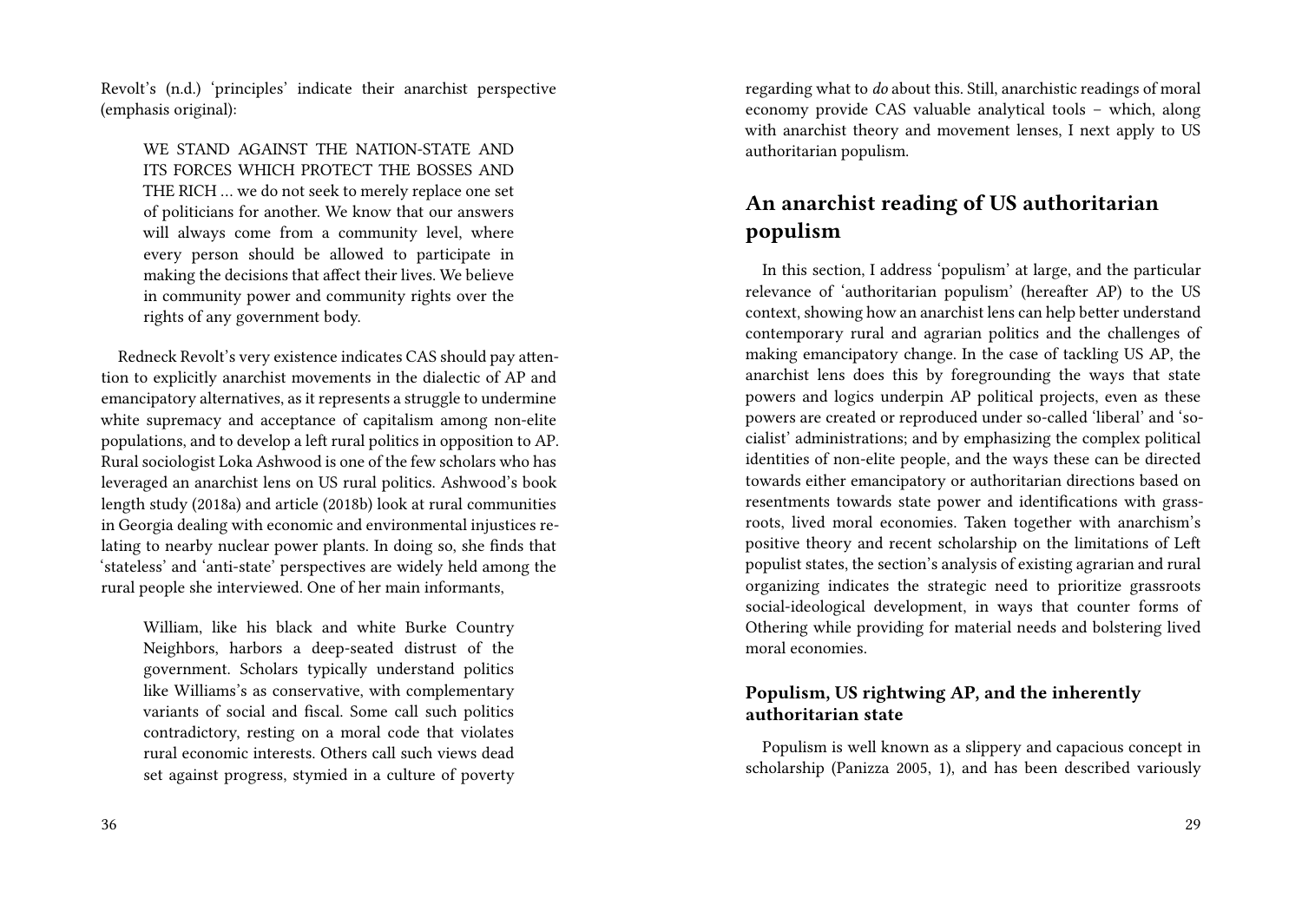Revolt's (n.d.) 'principles' indicate their anarchist perspective (emphasis original):

> WE STAND AGAINST THE NATION-STATE AND ITS FORCES WHICH PROTECT THE BOSSES AND THE RICH … we do not seek to merely replace one set of politicians for another. We know that our answers will always come from a community level, where every person should be allowed to participate in making the decisions that affect their lives. We believe in community power and community rights over the rights of any government body.

Redneck Revolt's very existence indicates CAS should pay attention to explicitly anarchist movements in the dialectic of AP and emancipatory alternatives, as it represents a struggle to undermine white supremacy and acceptance of capitalism among non-elite populations, and to develop a left rural politics in opposition to AP. Rural sociologist Loka Ashwood is one of the few scholars who has leveraged an anarchist lens on US rural politics. Ashwood's book length study (2018a) and article (2018b) look at rural communities in Georgia dealing with economic and environmental injustices relating to nearby nuclear power plants. In doing so, she finds that 'stateless' and 'anti-state' perspectives are widely held among the rural people she interviewed. One of her main informants,

> William, like his black and white Burke Country Neighbors, harbors a deep-seated distrust of the government. Scholars typically understand politics like Williams's as conservative, with complementary variants of social and fiscal. Some call such politics contradictory, resting on a moral code that violates rural economic interests. Others call such views dead set against progress, stymied in a culture of poverty

regarding what to *do* about this. Still, anarchistic readings of moral economy provide CAS valuable analytical tools – which, along with anarchist theory and movement lenses, I next apply to US authoritarian populism.

## An anarchist reading of US authoritarian populism

In this section, I address 'populism' at large, and the particular relevance of 'authoritarian populism' (hereafter AP) to the US context, showing how an anarchist lens can help better understand contemporary rural and agrarian politics and the challenges of making emancipatory change. In the case of tackling US AP, the anarchist lens does this by foregrounding the ways that state powers and logics underpin AP political projects, even as these powers are created or reproduced under so-called 'liberal' and 'socialist' administrations; and by emphasizing the complex political identities of non-elite people, and the ways these can be directed towards either emancipatory or authoritarian directions based on resentments towards state power and identifications with grassroots, lived moral economies. Taken together with anarchism's positive theory and recent scholarship on the limitations of Left populist states, the section's analysis of existing agrarian and rural organizing indicates the strategic need to prioritize grassroots social-ideological development, in ways that counter forms of Othering while providing for material needs and bolstering lived moral economies.

### Populism, US rightwing AP, and the inherently authoritarian state

Populism is well known as a slippery and capacious concept in scholarship (Panizza 2005, 1), and has been described variously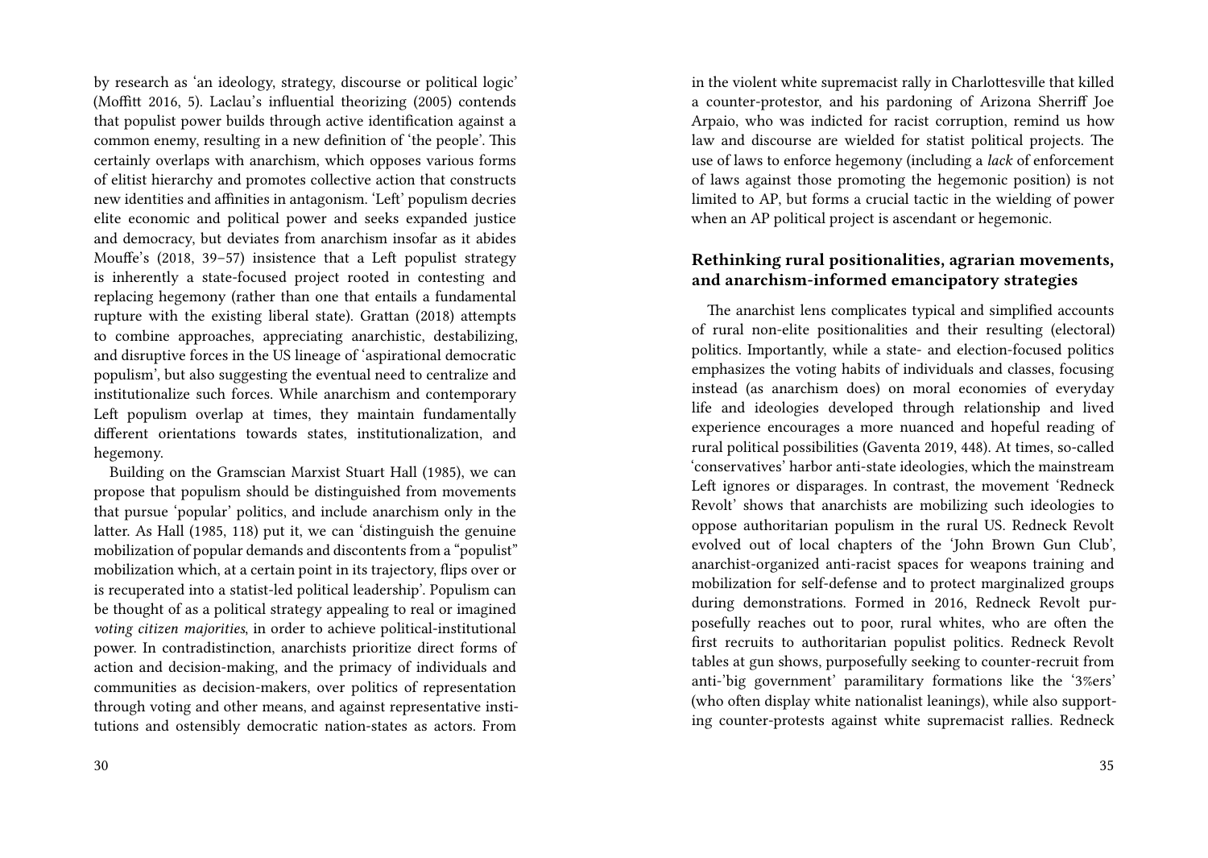by research as 'an ideology, strategy, discourse or political logic' (Moffitt 2016, 5). Laclau's influential theorizing (2005) contends that populist power builds through active identification against a common enemy, resulting in a new definition of 'the people'. This certainly overlaps with anarchism, which opposes various forms of elitist hierarchy and promotes collective action that constructs new identities and affinities in antagonism. 'Left' populism decries elite economic and political power and seeks expanded justice and democracy, but deviates from anarchism insofar as it abides Mouffe's (2018, 39–57) insistence that a Left populist strategy is inherently a state-focused project rooted in contesting and replacing hegemony (rather than one that entails a fundamental rupture with the existing liberal state). Grattan (2018) attempts to combine approaches, appreciating anarchistic, destabilizing, and disruptive forces in the US lineage of 'aspirational democratic populism', but also suggesting the eventual need to centralize and institutionalize such forces. While anarchism and contemporary Left populism overlap at times, they maintain fundamentally different orientations towards states, institutionalization, and hegemony.

Building on the Gramscian Marxist Stuart Hall (1985), we can propose that populism should be distinguished from movements that pursue 'popular' politics, and include anarchism only in the latter. As Hall (1985, 118) put it, we can 'distinguish the genuine mobilization of popular demands and discontents from a "populist" mobilization which, at a certain point in its trajectory, flips over or is recuperated into a statist-led political leadership'. Populism can be thought of as a political strategy appealing to real or imagined *voting citizen majorities*, in order to achieve political-institutional power. In contradistinction, anarchists prioritize direct forms of action and decision-making, and the primacy of individuals and communities as decision-makers, over politics of representation through voting and other means, and against representative institutions and ostensibly democratic nation-states as actors. From

in the violent white supremacist rally in Charlottesville that killed a counter-protestor, and his pardoning of Arizona Sherriff Joe Arpaio, who was indicted for racist corruption, remind us how law and discourse are wielded for statist political projects. The use of laws to enforce hegemony (including a *lack* of enforcement of laws against those promoting the hegemonic position) is not limited to AP, but forms a crucial tactic in the wielding of power when an AP political project is ascendant or hegemonic.

### Rethinking rural positionalities, agrarian movements, and anarchism-informed emancipatory strategies

The anarchist lens complicates typical and simplified accounts of rural non-elite positionalities and their resulting (electoral) politics. Importantly, while a state- and election-focused politics emphasizes the voting habits of individuals and classes, focusing instead (as anarchism does) on moral economies of everyday life and ideologies developed through relationship and lived experience encourages a more nuanced and hopeful reading of rural political possibilities (Gaventa 2019, 448). At times, so-called 'conservatives' harbor anti-state ideologies, which the mainstream Left ignores or disparages. In contrast, the movement 'Redneck Revolt' shows that anarchists are mobilizing such ideologies to oppose authoritarian populism in the rural US. Redneck Revolt evolved out of local chapters of the 'John Brown Gun Club', anarchist-organized anti-racist spaces for weapons training and mobilization for self-defense and to protect marginalized groups during demonstrations. Formed in 2016, Redneck Revolt purposefully reaches out to poor, rural whites, who are often the first recruits to authoritarian populist politics. Redneck Revolt tables at gun shows, purposefully seeking to counter-recruit from anti-'big government' paramilitary formations like the '3%ers' (who often display white nationalist leanings), while also supporting counter-protests against white supremacist rallies. Redneck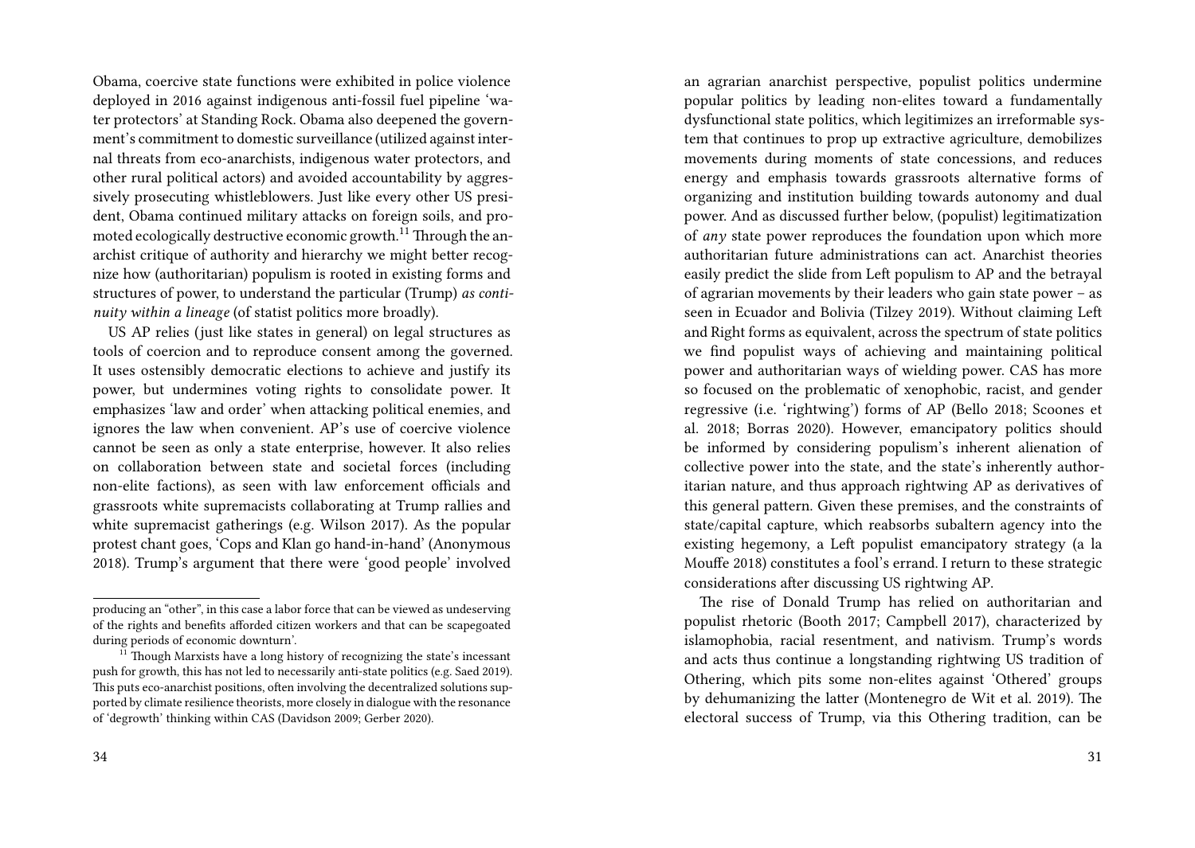Obama, coercive state functions were exhibited in police violence deployed in 2016 against indigenous anti-fossil fuel pipeline 'water protectors' at Standing Rock. Obama also deepened the government's commitment to domestic surveillance (utilized against internal threats from eco-anarchists, indigenous water protectors, and other rural political actors) and avoided accountability by aggressively prosecuting whistleblowers. Just like every other US president, Obama continued military attacks on foreign soils, and promoted ecologically destructive economic growth.[11] Through the anarchist critique of authority and hierarchy we might better recognize how (authoritarian) populism is rooted in existing forms and structures of power, to understand the particular (Trump) *as continuity within a lineage* (of statist politics more broadly).

US AP relies (just like states in general) on legal structures as tools of coercion and to reproduce consent among the governed. It uses ostensibly democratic elections to achieve and justify its power, but undermines voting rights to consolidate power. It emphasizes 'law and order' when attacking political enemies, and ignores the law when convenient. AP's use of coercive violence cannot be seen as only a state enterprise, however. It also relies on collaboration between state and societal forces (including non-elite factions), as seen with law enforcement officials and grassroots white supremacists collaborating at Trump rallies and white supremacist gatherings (e.g. Wilson 2017). As the popular protest chant goes, 'Cops and Klan go hand-in-hand' (Anonymous 2018). Trump's argument that there were 'good people' involved

---

producing an "other", in this case a labor force that can be viewed as undeserving of the rights and benefits afforded citizen workers and that can be scapegoated during periods of economic downturn'.

[11] Though Marxists have a long history of recognizing the state's incessant push for growth, this has not led to necessarily anti-state politics (e.g. Saed 2019). This puts eco-anarchist positions, often involving the decentralized solutions supported by climate resilience theorists, more closely in dialogue with the resonance of 'degrowth' thinking within CAS (Davidson 2009; Gerber 2020).

an agrarian anarchist perspective, populist politics undermine popular politics by leading non-elites toward a fundamentally dysfunctional state politics, which legitimizes an irreformable system that continues to prop up extractive agriculture, demobilizes movements during moments of state concessions, and reduces energy and emphasis towards grassroots alternative forms of organizing and institution building towards autonomy and dual power. And as discussed further below, (populist) legitimatization of *any* state power reproduces the foundation upon which more authoritarian future administrations can act. Anarchist theories easily predict the slide from Left populism to AP and the betrayal of agrarian movements by their leaders who gain state power – as seen in Ecuador and Bolivia (Tilzey 2019). Without claiming Left and Right forms as equivalent, across the spectrum of state politics we find populist ways of achieving and maintaining political power and authoritarian ways of wielding power. CAS has more so focused on the problematic of xenophobic, racist, and gender regressive (i.e. 'rightwing') forms of AP (Bello 2018; Scoones et al. 2018; Borras 2020). However, emancipatory politics should be informed by considering populism's inherent alienation of collective power into the state, and the state's inherently authoritarian nature, and thus approach rightwing AP as derivatives of this general pattern. Given these premises, and the constraints of state/capital capture, which reabsorbs subaltern agency into the existing hegemony, a Left populist emancipatory strategy (a la Mouffe 2018) constitutes a fool's errand. I return to these strategic considerations after discussing US rightwing AP.

The rise of Donald Trump has relied on authoritarian and populist rhetoric (Booth 2017; Campbell 2017), characterized by islamophobia, racial resentment, and nativism. Trump's words and acts thus continue a longstanding rightwing US tradition of Othering, which pits some non-elites against 'Othered' groups by dehumanizing the latter (Montenegro de Wit et al. 2019). The electoral success of Trump, via this Othering tradition, can be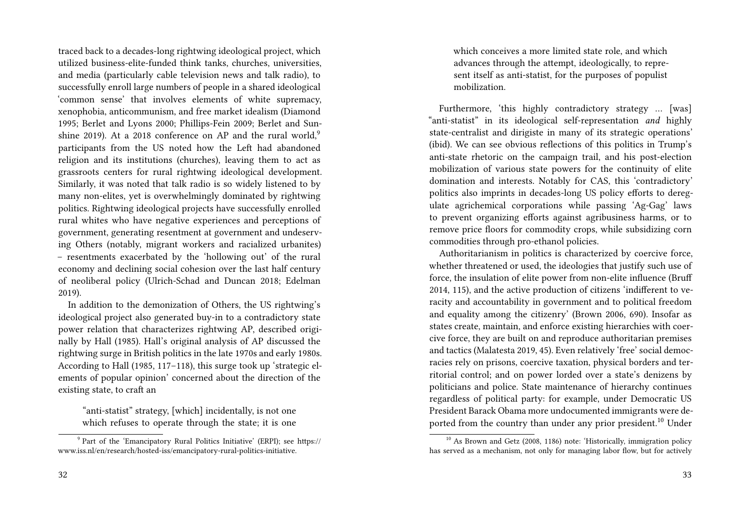traced back to a decades-long rightwing ideological project, which utilized business-elite-funded think tanks, churches, universities, and media (particularly cable television news and talk radio), to successfully enroll large numbers of people in a shared ideological 'common sense' that involves elements of white supremacy, xenophobia, anticommunism, and free market idealism (Diamond 1995; Berlet and Lyons 2000; Phillips-Fein 2009; Berlet and Sunshine 2019). At a 2018 conference on AP and the rural world,[9] participants from the US noted how the Left had abandoned religion and its institutions (churches), leaving them to act as grassroots centers for rural rightwing ideological development. Similarly, it was noted that talk radio is so widely listened to by many non-elites, yet is overwhelmingly dominated by rightwing politics. Rightwing ideological projects have successfully enrolled rural whites who have negative experiences and perceptions of government, generating resentment at government and undeserving Others (notably, migrant workers and racialized urbanites) – resentments exacerbated by the 'hollowing out' of the rural economy and declining social cohesion over the last half century of neoliberal policy (Ulrich-Schad and Duncan 2018; Edelman 2019).

In addition to the demonization of Others, the US rightwing's ideological project also generated buy-in to a contradictory state power relation that characterizes rightwing AP, described originally by Hall (1985). Hall's original analysis of AP discussed the rightwing surge in British politics in the late 1970s and early 1980s. According to Hall (1985, 117–118), this surge took up 'strategic elements of popular opinion' concerned about the direction of the existing state, to craft an

> "anti-statist" strategy, [which] incidentally, is not one which refuses to operate through the state; it is one which conceives a more limited state role, and which advances through the attempt, ideologically, to represent itself as anti-statist, for the purposes of populist mobilization.

Furthermore, 'this highly contradictory strategy … [was] "anti-statist" in its ideological self-representation *and* highly state-centralist and dirigiste in many of its strategic operations' (ibid). We can see obvious reflections of this politics in Trump's anti-state rhetoric on the campaign trail, and his post-election mobilization of various state powers for the continuity of elite domination and interests. Notably for CAS, this 'contradictory' politics also imprints in decades-long US policy efforts to deregulate agrichemical corporations while passing 'Ag-Gag' laws to prevent organizing efforts against agribusiness harms, or to remove price floors for commodity crops, while subsidizing corn commodities through pro-ethanol policies.

Authoritarianism in politics is characterized by coercive force, whether threatened or used, the ideologies that justify such use of force, the insulation of elite power from non-elite influence (Bruff 2014, 115), and the active production of citizens 'indifferent to veracity and accountability in government and to political freedom and equality among the citizenry' (Brown 2006, 690). Insofar as states create, maintain, and enforce existing hierarchies with coercive force, they are built on and reproduce authoritarian premises and tactics (Malatesta 2019, 45). Even relatively 'free' social democracies rely on prisons, coercive taxation, physical borders and territorial control; and on power lorded over a state's denizens by politicians and police. State maintenance of hierarchy continues regardless of political party: for example, under Democratic US President Barack Obama more undocumented immigrants were deported from the country than under any prior president.[10] Under

[9] Part of the 'Emancipatory Rural Politics Initiative' (ERPI); see https://www.iss.nl/en/research/hosted-iss/emancipatory-rural-politics-initiative.

[10] As Brown and Getz (2008, 1186) note: 'Historically, immigration policy has served as a mechanism, not only for managing labor flow, but for actively